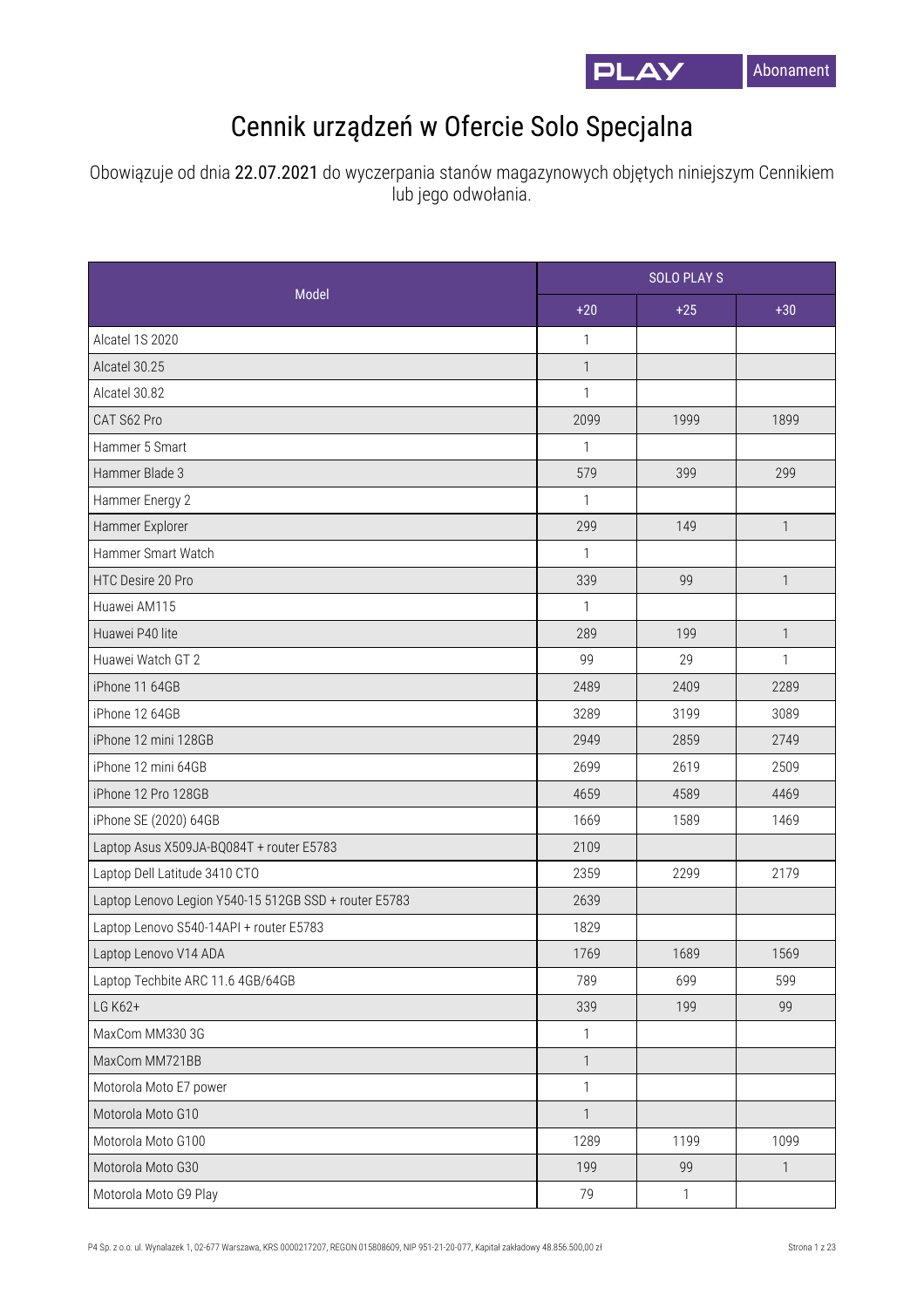PLAY Abonament

# Cennik urządzeń w Ofercie Solo Specjalna

Obowiązuje od dnia 22.07.2021 do wyczerpania stanów magazynowych objętych niniejszym Cennikiem lub jego odwołania.

| Model | SOLO PLAY S | | |
|---|---|---|---|
| | +20 | +25 | +30 |
| Alcatel 1S 2020 | 1 | | |
| Alcatel 30.25 | 1 | | |
| Alcatel 30.82 | 1 | | |
| CAT S62 Pro | 2099 | 1999 | 1899 |
| Hammer 5 Smart | 1 | | |
| Hammer Blade 3 | 579 | 399 | 299 |
| Hammer Energy 2 | 1 | | |
| Hammer Explorer | 299 | 149 | 1 |
| Hammer Smart Watch | 1 | | |
| HTC Desire 20 Pro | 339 | 99 | 1 |
| Huawei AM115 | 1 | | |
| Huawei P40 lite | 289 | 199 | 1 |
| Huawei Watch GT 2 | 99 | 29 | 1 |
| iPhone 11 64GB | 2489 | 2409 | 2289 |
| iPhone 12 64GB | 3289 | 3199 | 3089 |
| iPhone 12 mini 128GB | 2949 | 2859 | 2749 |
| iPhone 12 mini 64GB | 2699 | 2619 | 2509 |
| iPhone 12 Pro 128GB | 4659 | 4589 | 4469 |
| iPhone SE (2020) 64GB | 1669 | 1589 | 1469 |
| Laptop Asus X509JA-BQ084T + router E5783 | 2109 | | |
| Laptop Dell Latitude 3410 CTO | 2359 | 2299 | 2179 |
| Laptop Lenovo Legion Y540-15 512GB SSD + router E5783 | 2639 | | |
| Laptop Lenovo S540-14API + router E5783 | 1829 | | |
| Laptop Lenovo V14 ADA | 1769 | 1689 | 1569 |
| Laptop Techbite ARC 11.6 4GB/64GB | 789 | 699 | 599 |
| LG K62+ | 339 | 199 | 99 |
| MaxCom MM330 3G | 1 | | |
| MaxCom MM721BB | 1 | | |
| Motorola Moto E7 power | 1 | | |
| Motorola Moto G10 | 1 | | |
| Motorola Moto G100 | 1289 | 1199 | 1099 |
| Motorola Moto G30 | 199 | 99 | 1 |
| Motorola Moto G9 Play | 79 | 1 | |

P4 Sp. z o.o. ul. Wynalazek 1, 02-677 Warszawa, KRS 0000217207, REGON 015808609, NIP 951-21-20-077, Kapitał zakładowy 48.856.500,00 zł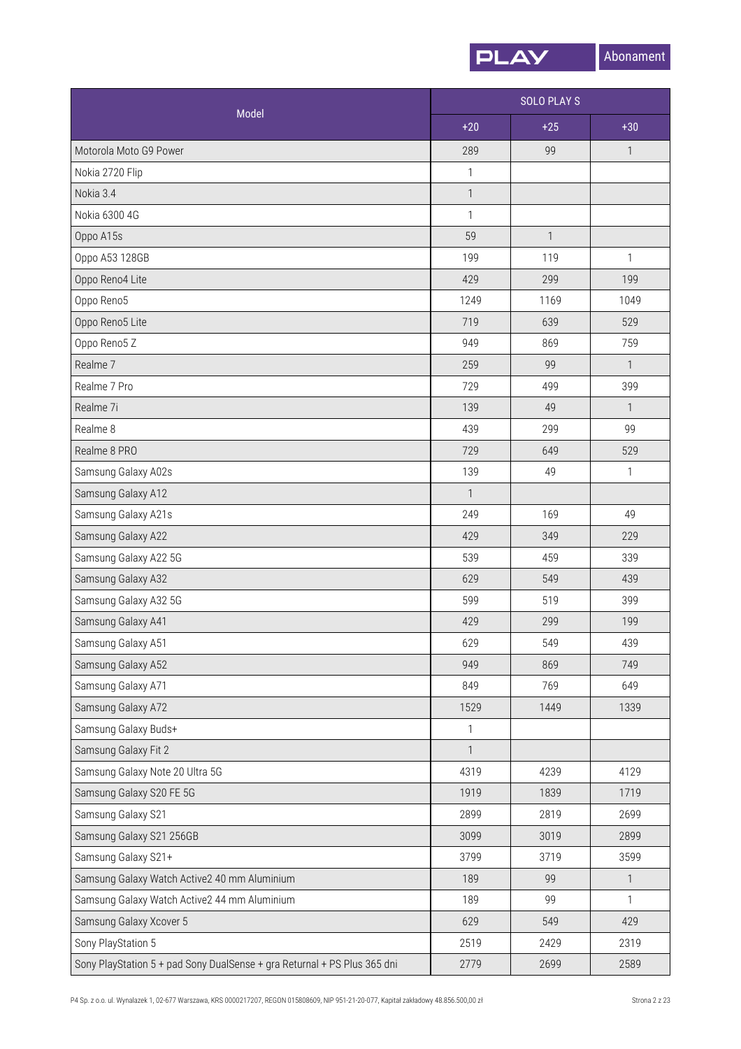| Model | SOLO PLAY S | | |
|---|---|---|---|
| | +20 | +25 | +30 |
| Motorola Moto G9 Power | 289 | 99 | 1 |
| Nokia 2720 Flip | 1 | | |
| Nokia 3.4 | 1 | | |
| Nokia 6300 4G | 1 | | |
| Oppo A15s | 59 | 1 | |
| Oppo A53 128GB | 199 | 119 | 1 |
| Oppo Reno4 Lite | 429 | 299 | 199 |
| Oppo Reno5 | 1249 | 1169 | 1049 |
| Oppo Reno5 Lite | 719 | 639 | 529 |
| Oppo Reno5 Z | 949 | 869 | 759 |
| Realme 7 | 259 | 99 | 1 |
| Realme 7 Pro | 729 | 499 | 399 |
| Realme 7i | 139 | 49 | 1 |
| Realme 8 | 439 | 299 | 99 |
| Realme 8 PRO | 729 | 649 | 529 |
| Samsung Galaxy A02s | 139 | 49 | 1 |
| Samsung Galaxy A12 | 1 | | |
| Samsung Galaxy A21s | 249 | 169 | 49 |
| Samsung Galaxy A22 | 429 | 349 | 229 |
| Samsung Galaxy A22 5G | 539 | 459 | 339 |
| Samsung Galaxy A32 | 629 | 549 | 439 |
| Samsung Galaxy A32 5G | 599 | 519 | 399 |
| Samsung Galaxy A41 | 429 | 299 | 199 |
| Samsung Galaxy A51 | 629 | 549 | 439 |
| Samsung Galaxy A52 | 949 | 869 | 749 |
| Samsung Galaxy A71 | 849 | 769 | 649 |
| Samsung Galaxy A72 | 1529 | 1449 | 1339 |
| Samsung Galaxy Buds+ | 1 | | |
| Samsung Galaxy Fit 2 | 1 | | |
| Samsung Galaxy Note 20 Ultra 5G | 4319 | 4239 | 4129 |
| Samsung Galaxy S20 FE 5G | 1919 | 1839 | 1719 |
| Samsung Galaxy S21 | 2899 | 2819 | 2699 |
| Samsung Galaxy S21 256GB | 3099 | 3019 | 2899 |
| Samsung Galaxy S21+ | 3799 | 3719 | 3599 |
| Samsung Galaxy Watch Active2 40 mm Aluminium | 189 | 99 | 1 |
| Samsung Galaxy Watch Active2 44 mm Aluminium | 189 | 99 | 1 |
| Samsung Galaxy Xcover 5 | 629 | 549 | 429 |
| Sony PlayStation 5 | 2519 | 2429 | 2319 |
| Sony PlayStation 5 + pad Sony DualSense + gra Returnal + PS Plus 365 dni | 2779 | 2699 | 2589 |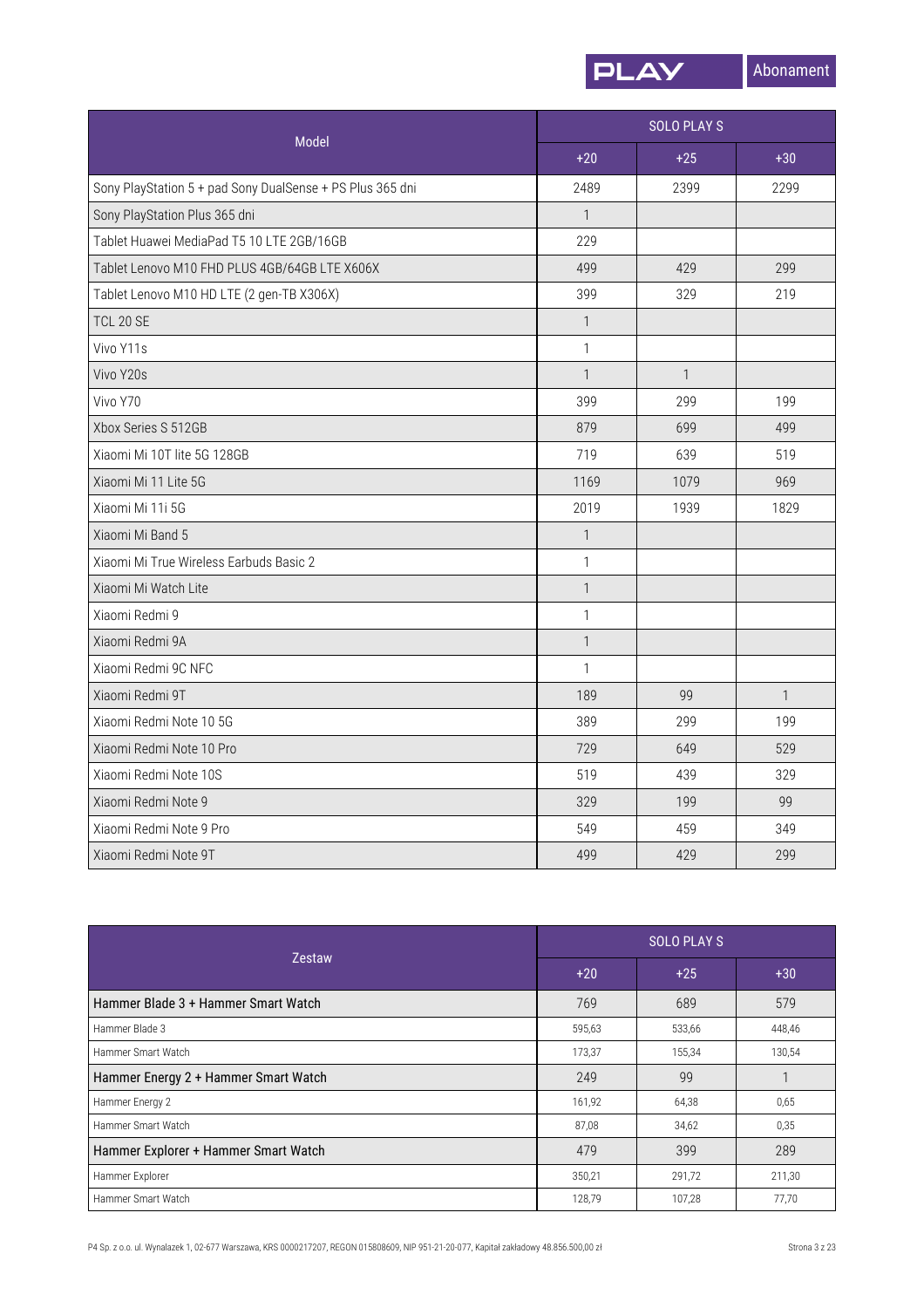| Model | SOLO PLAY S | | |
|---|---|---|---|
| | +20 | +25 | +30 |
| Sony PlayStation 5 + pad Sony DualSense + PS Plus 365 dni | 2489 | 2399 | 2299 |
| Sony PlayStation Plus 365 dni | 1 | | |
| Tablet Huawei MediaPad T5 10 LTE 2GB/16GB | 229 | | |
| Tablet Lenovo M10 FHD PLUS 4GB/64GB LTE X606X | 499 | 429 | 299 |
| Tablet Lenovo M10 HD LTE (2 gen-TB X306X) | 399 | 329 | 219 |
| TCL 20 SE | 1 | | |
| Vivo Y11s | 1 | | |
| Vivo Y20s | 1 | 1 | |
| Vivo Y70 | 399 | 299 | 199 |
| Xbox Series S 512GB | 879 | 699 | 499 |
| Xiaomi Mi 10T lite 5G 128GB | 719 | 639 | 519 |
| Xiaomi Mi 11 Lite 5G | 1169 | 1079 | 969 |
| Xiaomi Mi 11i 5G | 2019 | 1939 | 1829 |
| Xiaomi Mi Band 5 | 1 | | |
| Xiaomi Mi True Wireless Earbuds Basic 2 | 1 | | |
| Xiaomi Mi Watch Lite | 1 | | |
| Xiaomi Redmi 9 | 1 | | |
| Xiaomi Redmi 9A | 1 | | |
| Xiaomi Redmi 9C NFC | 1 | | |
| Xiaomi Redmi 9T | 189 | 99 | 1 |
| Xiaomi Redmi Note 10 5G | 389 | 299 | 199 |
| Xiaomi Redmi Note 10 Pro | 729 | 649 | 529 |
| Xiaomi Redmi Note 10S | 519 | 439 | 329 |
| Xiaomi Redmi Note 9 | 329 | 199 | 99 |
| Xiaomi Redmi Note 9 Pro | 549 | 459 | 349 |
| Xiaomi Redmi Note 9T | 499 | 429 | 299 |

| Zestaw | SOLO PLAY S | | |
|---|---|---|---|
| | +20 | +25 | +30 |
| Hammer Blade 3 + Hammer Smart Watch | 769 | 689 | 579 |
| Hammer Blade 3 | 595,63 | 533,66 | 448,46 |
| Hammer Smart Watch | 173,37 | 155,34 | 130,54 |
| Hammer Energy 2 + Hammer Smart Watch | 249 | 99 | 1 |
| Hammer Energy 2 | 161,92 | 64,38 | 0,65 |
| Hammer Smart Watch | 87,08 | 34,62 | 0,35 |
| Hammer Explorer + Hammer Smart Watch | 479 | 399 | 289 |
| Hammer Explorer | 350,21 | 291,72 | 211,30 |
| Hammer Smart Watch | 128,79 | 107,28 | 77,70 |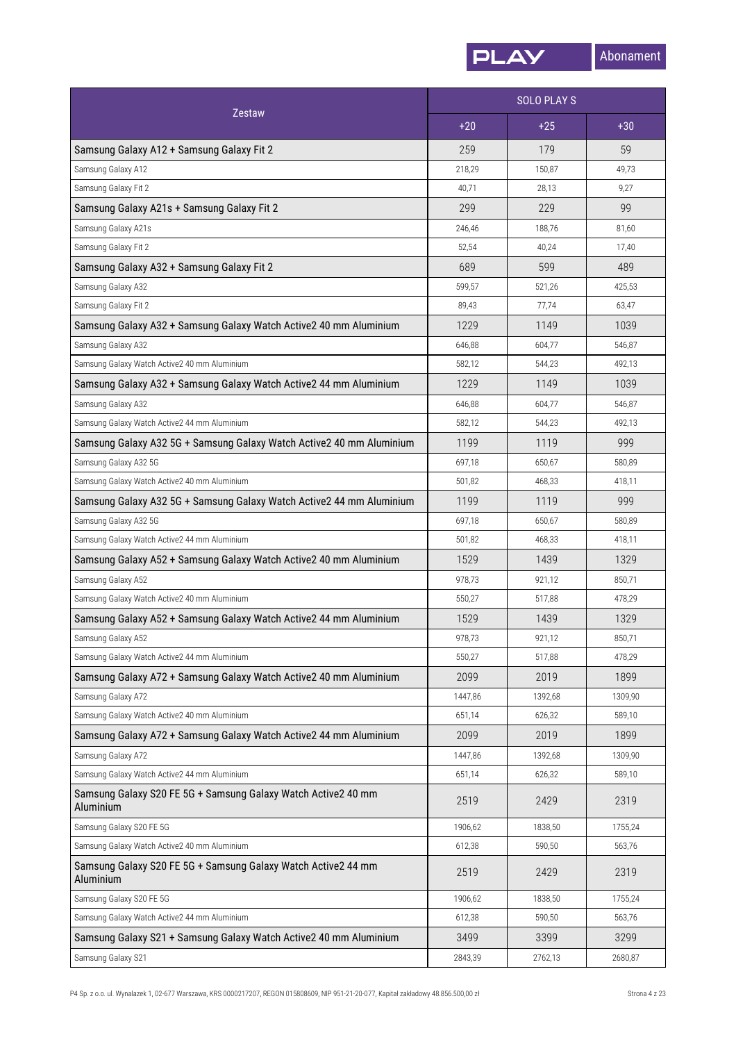| Zestaw | SOLO PLAY S | | |
|---|---|---|---|
| | +20 | +25 | +30 |
| Samsung Galaxy A12 + Samsung Galaxy Fit 2 | 259 | 179 | 59 |
| Samsung Galaxy A12 | 218,29 | 150,87 | 49,73 |
| Samsung Galaxy Fit 2 | 40,71 | 28,13 | 9,27 |
| Samsung Galaxy A21s + Samsung Galaxy Fit 2 | 299 | 229 | 99 |
| Samsung Galaxy A21s | 246,46 | 188,76 | 81,60 |
| Samsung Galaxy Fit 2 | 52,54 | 40,24 | 17,40 |
| Samsung Galaxy A32 + Samsung Galaxy Fit 2 | 689 | 599 | 489 |
| Samsung Galaxy A32 | 599,57 | 521,26 | 425,53 |
| Samsung Galaxy Fit 2 | 89,43 | 77,74 | 63,47 |
| Samsung Galaxy A32 + Samsung Galaxy Watch Active2 40 mm Aluminium | 1229 | 1149 | 1039 |
| Samsung Galaxy A32 | 646,88 | 604,77 | 546,87 |
| Samsung Galaxy Watch Active2 40 mm Aluminium | 582,12 | 544,23 | 492,13 |
| Samsung Galaxy A32 + Samsung Galaxy Watch Active2 44 mm Aluminium | 1229 | 1149 | 1039 |
| Samsung Galaxy A32 | 646,88 | 604,77 | 546,87 |
| Samsung Galaxy Watch Active2 44 mm Aluminium | 582,12 | 544,23 | 492,13 |
| Samsung Galaxy A32 5G + Samsung Galaxy Watch Active2 40 mm Aluminium | 1199 | 1119 | 999 |
| Samsung Galaxy A32 5G | 697,18 | 650,67 | 580,89 |
| Samsung Galaxy Watch Active2 40 mm Aluminium | 501,82 | 468,33 | 418,11 |
| Samsung Galaxy A32 5G + Samsung Galaxy Watch Active2 44 mm Aluminium | 1199 | 1119 | 999 |
| Samsung Galaxy A32 5G | 697,18 | 650,67 | 580,89 |
| Samsung Galaxy Watch Active2 44 mm Aluminium | 501,82 | 468,33 | 418,11 |
| Samsung Galaxy A52 + Samsung Galaxy Watch Active2 40 mm Aluminium | 1529 | 1439 | 1329 |
| Samsung Galaxy A52 | 978,73 | 921,12 | 850,71 |
| Samsung Galaxy Watch Active2 40 mm Aluminium | 550,27 | 517,88 | 478,29 |
| Samsung Galaxy A52 + Samsung Galaxy Watch Active2 44 mm Aluminium | 1529 | 1439 | 1329 |
| Samsung Galaxy A52 | 978,73 | 921,12 | 850,71 |
| Samsung Galaxy Watch Active2 44 mm Aluminium | 550,27 | 517,88 | 478,29 |
| Samsung Galaxy A72 + Samsung Galaxy Watch Active2 40 mm Aluminium | 2099 | 2019 | 1899 |
| Samsung Galaxy A72 | 1447,86 | 1392,68 | 1309,90 |
| Samsung Galaxy Watch Active2 40 mm Aluminium | 651,14 | 626,32 | 589,10 |
| Samsung Galaxy A72 + Samsung Galaxy Watch Active2 44 mm Aluminium | 2099 | 2019 | 1899 |
| Samsung Galaxy A72 | 1447,86 | 1392,68 | 1309,90 |
| Samsung Galaxy Watch Active2 44 mm Aluminium | 651,14 | 626,32 | 589,10 |
| Samsung Galaxy S20 FE 5G + Samsung Galaxy Watch Active2 40 mm Aluminium | 2519 | 2429 | 2319 |
| Samsung Galaxy S20 FE 5G | 1906,62 | 1838,50 | 1755,24 |
| Samsung Galaxy Watch Active2 40 mm Aluminium | 612,38 | 590,50 | 563,76 |
| Samsung Galaxy S20 FE 5G + Samsung Galaxy Watch Active2 44 mm Aluminium | 2519 | 2429 | 2319 |
| Samsung Galaxy S20 FE 5G | 1906,62 | 1838,50 | 1755,24 |
| Samsung Galaxy Watch Active2 44 mm Aluminium | 612,38 | 590,50 | 563,76 |
| Samsung Galaxy S21 + Samsung Galaxy Watch Active2 40 mm Aluminium | 3499 | 3399 | 3299 |
| Samsung Galaxy S21 | 2843,39 | 2762,13 | 2680,87 |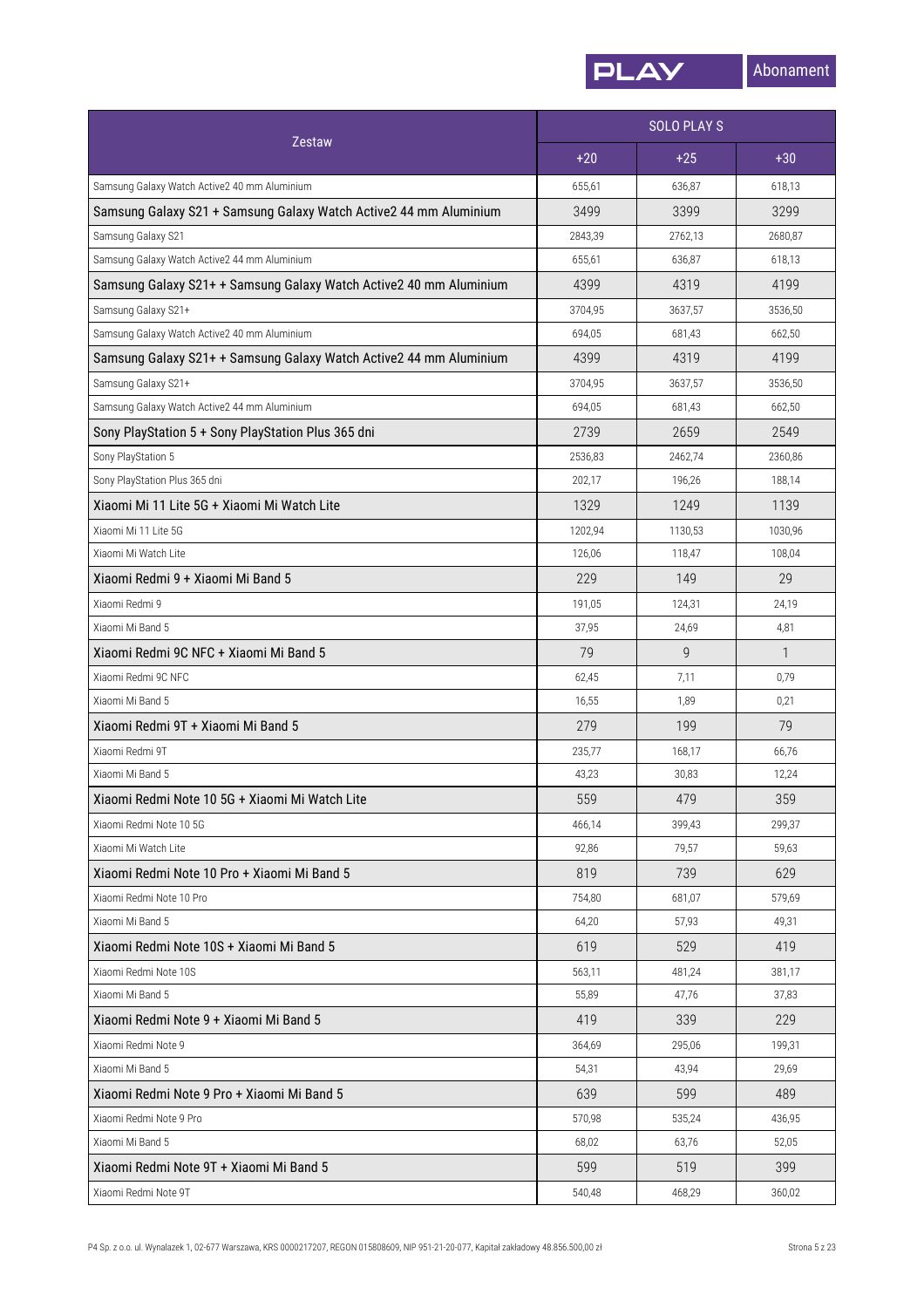| Zestaw | SOLO PLAY S | | |
|---|---|---|---|
| | +20 | +25 | +30 |
| Samsung Galaxy Watch Active2 40 mm Aluminium | 655,61 | 636,87 | 618,13 |
| Samsung Galaxy S21 + Samsung Galaxy Watch Active2 44 mm Aluminium | 3499 | 3399 | 3299 |
| Samsung Galaxy S21 | 2843,39 | 2762,13 | 2680,87 |
| Samsung Galaxy Watch Active2 44 mm Aluminium | 655,61 | 636,87 | 618,13 |
| Samsung Galaxy S21+ + Samsung Galaxy Watch Active2 40 mm Aluminium | 4399 | 4319 | 4199 |
| Samsung Galaxy S21+ | 3704,95 | 3637,57 | 3536,50 |
| Samsung Galaxy Watch Active2 40 mm Aluminium | 694,05 | 681,43 | 662,50 |
| Samsung Galaxy S21+ + Samsung Galaxy Watch Active2 44 mm Aluminium | 4399 | 4319 | 4199 |
| Samsung Galaxy S21+ | 3704,95 | 3637,57 | 3536,50 |
| Samsung Galaxy Watch Active2 44 mm Aluminium | 694,05 | 681,43 | 662,50 |
| Sony PlayStation 5 + Sony PlayStation Plus 365 dni | 2739 | 2659 | 2549 |
| Sony PlayStation 5 | 2536,83 | 2462,74 | 2360,86 |
| Sony PlayStation Plus 365 dni | 202,17 | 196,26 | 188,14 |
| Xiaomi Mi 11 Lite 5G + Xiaomi Mi Watch Lite | 1329 | 1249 | 1139 |
| Xiaomi Mi 11 Lite 5G | 1202,94 | 1130,53 | 1030,96 |
| Xiaomi Mi Watch Lite | 126,06 | 118,47 | 108,04 |
| Xiaomi Redmi 9 + Xiaomi Mi Band 5 | 229 | 149 | 29 |
| Xiaomi Redmi 9 | 191,05 | 124,31 | 24,19 |
| Xiaomi Mi Band 5 | 37,95 | 24,69 | 4,81 |
| Xiaomi Redmi 9C NFC + Xiaomi Mi Band 5 | 79 | 9 | 1 |
| Xiaomi Redmi 9C NFC | 62,45 | 7,11 | 0,79 |
| Xiaomi Mi Band 5 | 16,55 | 1,89 | 0,21 |
| Xiaomi Redmi 9T + Xiaomi Mi Band 5 | 279 | 199 | 79 |
| Xiaomi Redmi 9T | 235,77 | 168,17 | 66,76 |
| Xiaomi Mi Band 5 | 43,23 | 30,83 | 12,24 |
| Xiaomi Redmi Note 10 5G + Xiaomi Mi Watch Lite | 559 | 479 | 359 |
| Xiaomi Redmi Note 10 5G | 466,14 | 399,43 | 299,37 |
| Xiaomi Mi Watch Lite | 92,86 | 79,57 | 59,63 |
| Xiaomi Redmi Note 10 Pro + Xiaomi Mi Band 5 | 819 | 739 | 629 |
| Xiaomi Redmi Note 10 Pro | 754,80 | 681,07 | 579,69 |
| Xiaomi Mi Band 5 | 64,20 | 57,93 | 49,31 |
| Xiaomi Redmi Note 10S + Xiaomi Mi Band 5 | 619 | 529 | 419 |
| Xiaomi Redmi Note 10S | 563,11 | 481,24 | 381,17 |
| Xiaomi Mi Band 5 | 55,89 | 47,76 | 37,83 |
| Xiaomi Redmi Note 9 + Xiaomi Mi Band 5 | 419 | 339 | 229 |
| Xiaomi Redmi Note 9 | 364,69 | 295,06 | 199,31 |
| Xiaomi Mi Band 5 | 54,31 | 43,94 | 29,69 |
| Xiaomi Redmi Note 9 Pro + Xiaomi Mi Band 5 | 639 | 599 | 489 |
| Xiaomi Redmi Note 9 Pro | 570,98 | 535,24 | 436,95 |
| Xiaomi Mi Band 5 | 68,02 | 63,76 | 52,05 |
| Xiaomi Redmi Note 9T + Xiaomi Mi Band 5 | 599 | 519 | 399 |
| Xiaomi Redmi Note 9T | 540,48 | 468,29 | 360,02 |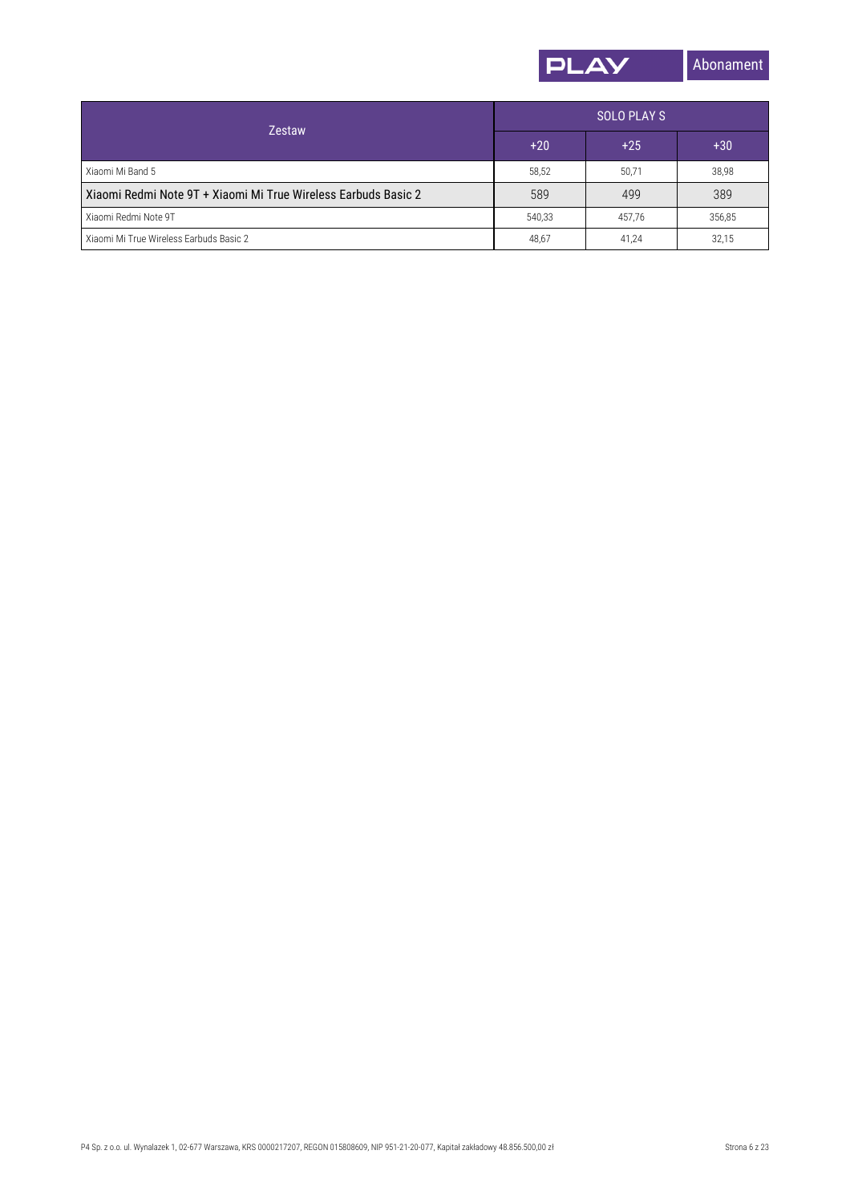| Zestaw | SOLO PLAY S | | |
|---|---|---|---|
| | +20 | +25 | +30 |
| Xiaomi Mi Band 5 | 58,52 | 50,71 | 38,98 |
| Xiaomi Redmi Note 9T + Xiaomi Mi True Wireless Earbuds Basic 2 | 589 | 499 | 389 |
| Xiaomi Redmi Note 9T | 540,33 | 457,76 | 356,85 |
| Xiaomi Mi True Wireless Earbuds Basic 2 | 48,67 | 41,24 | 32,15 |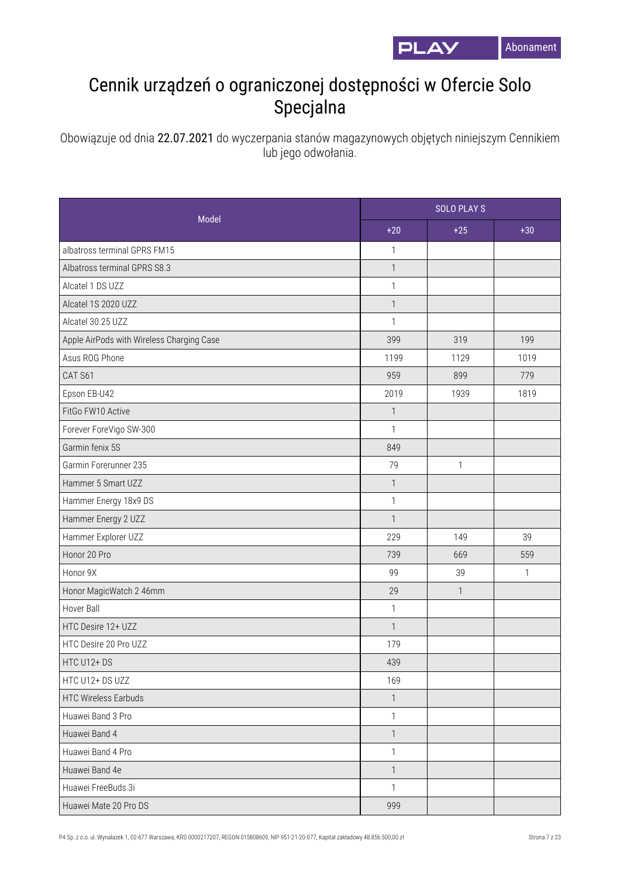# Cennik urządzeń o ograniczonej dostępności w Ofercie Solo Specjalna

Obowiązuje od dnia 22.07.2021 do wyczerpania stanów magazynowych objętych niniejszym Cennikiem lub jego odwołania.

| Model | SOLO PLAY S | | |
|---|---|---|---|
| | +20 | +25 | +30 |
| albatross terminal GPRS FM15 | 1 | | |
| Albatross terminal GPRS S8.3 | 1 | | |
| Alcatel 1 DS UZZ | 1 | | |
| Alcatel 1S 2020 UZZ | 1 | | |
| Alcatel 30.25 UZZ | 1 | | |
| Apple AirPods with Wireless Charging Case | 399 | 319 | 199 |
| Asus ROG Phone | 1199 | 1129 | 1019 |
| CAT S61 | 959 | 899 | 779 |
| Epson EB-U42 | 2019 | 1939 | 1819 |
| FitGo FW10 Active | 1 | | |
| Forever ForeVigo SW-300 | 1 | | |
| Garmin fenix 5S | 849 | | |
| Garmin Forerunner 235 | 79 | 1 | |
| Hammer 5 Smart UZZ | 1 | | |
| Hammer Energy 18x9 DS | 1 | | |
| Hammer Energy 2 UZZ | 1 | | |
| Hammer Explorer UZZ | 229 | 149 | 39 |
| Honor 20 Pro | 739 | 669 | 559 |
| Honor 9X | 99 | 39 | 1 |
| Honor MagicWatch 2 46mm | 29 | 1 | |
| Hover Ball | 1 | | |
| HTC Desire 12+ UZZ | 1 | | |
| HTC Desire 20 Pro UZZ | 179 | | |
| HTC U12+ DS | 439 | | |
| HTC U12+ DS UZZ | 169 | | |
| HTC Wireless Earbuds | 1 | | |
| Huawei Band 3 Pro | 1 | | |
| Huawei Band 4 | 1 | | |
| Huawei Band 4 Pro | 1 | | |
| Huawei Band 4e | 1 | | |
| Huawei FreeBuds 3i | 1 | | |
| Huawei Mate 20 Pro DS | 999 | | |

P4 Sp. z o.o. ul. Wynalazek 1, 02-677 Warszawa, KRS 0000217207, REGON 015808609, NIP 951-21-20-077, Kapitał zakładowy 48.856.500,00 zł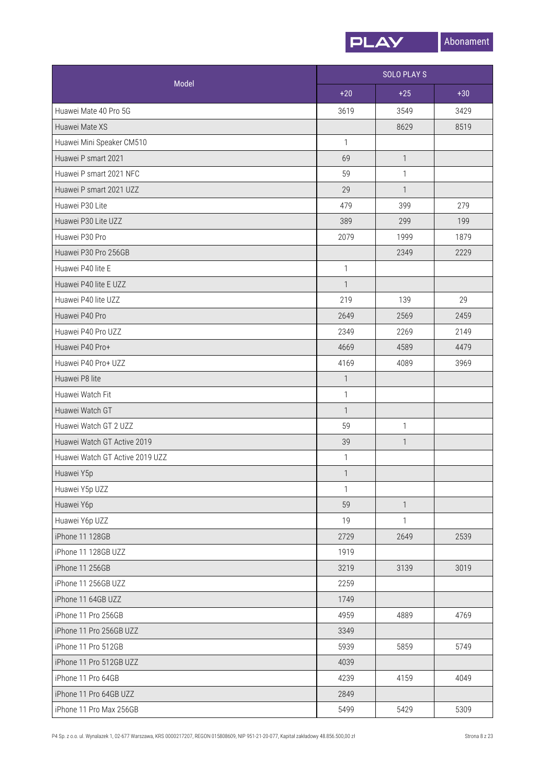| Model | SOLO PLAY S | | |
|---|---|---|---|
| | +20 | +25 | +30 |
| Huawei Mate 40 Pro 5G | 3619 | 3549 | 3429 |
| Huawei Mate XS | | 8629 | 8519 |
| Huawei Mini Speaker CM510 | 1 | | |
| Huawei P smart 2021 | 69 | 1 | |
| Huawei P smart 2021 NFC | 59 | 1 | |
| Huawei P smart 2021 UZZ | 29 | 1 | |
| Huawei P30 Lite | 479 | 399 | 279 |
| Huawei P30 Lite UZZ | 389 | 299 | 199 |
| Huawei P30 Pro | 2079 | 1999 | 1879 |
| Huawei P30 Pro 256GB | | 2349 | 2229 |
| Huawei P40 lite E | 1 | | |
| Huawei P40 lite E UZZ | 1 | | |
| Huawei P40 lite UZZ | 219 | 139 | 29 |
| Huawei P40 Pro | 2649 | 2569 | 2459 |
| Huawei P40 Pro UZZ | 2349 | 2269 | 2149 |
| Huawei P40 Pro+ | 4669 | 4589 | 4479 |
| Huawei P40 Pro+ UZZ | 4169 | 4089 | 3969 |
| Huawei P8 lite | 1 | | |
| Huawei Watch Fit | 1 | | |
| Huawei Watch GT | 1 | | |
| Huawei Watch GT 2 UZZ | 59 | 1 | |
| Huawei Watch GT Active 2019 | 39 | 1 | |
| Huawei Watch GT Active 2019 UZZ | 1 | | |
| Huawei Y5p | 1 | | |
| Huawei Y5p UZZ | 1 | | |
| Huawei Y6p | 59 | 1 | |
| Huawei Y6p UZZ | 19 | 1 | |
| iPhone 11 128GB | 2729 | 2649 | 2539 |
| iPhone 11 128GB UZZ | 1919 | | |
| iPhone 11 256GB | 3219 | 3139 | 3019 |
| iPhone 11 256GB UZZ | 2259 | | |
| iPhone 11 64GB UZZ | 1749 | | |
| iPhone 11 Pro 256GB | 4959 | 4889 | 4769 |
| iPhone 11 Pro 256GB UZZ | 3349 | | |
| iPhone 11 Pro 512GB | 5939 | 5859 | 5749 |
| iPhone 11 Pro 512GB UZZ | 4039 | | |
| iPhone 11 Pro 64GB | 4239 | 4159 | 4049 |
| iPhone 11 Pro 64GB UZZ | 2849 | | |
| iPhone 11 Pro Max 256GB | 5499 | 5429 | 5309 |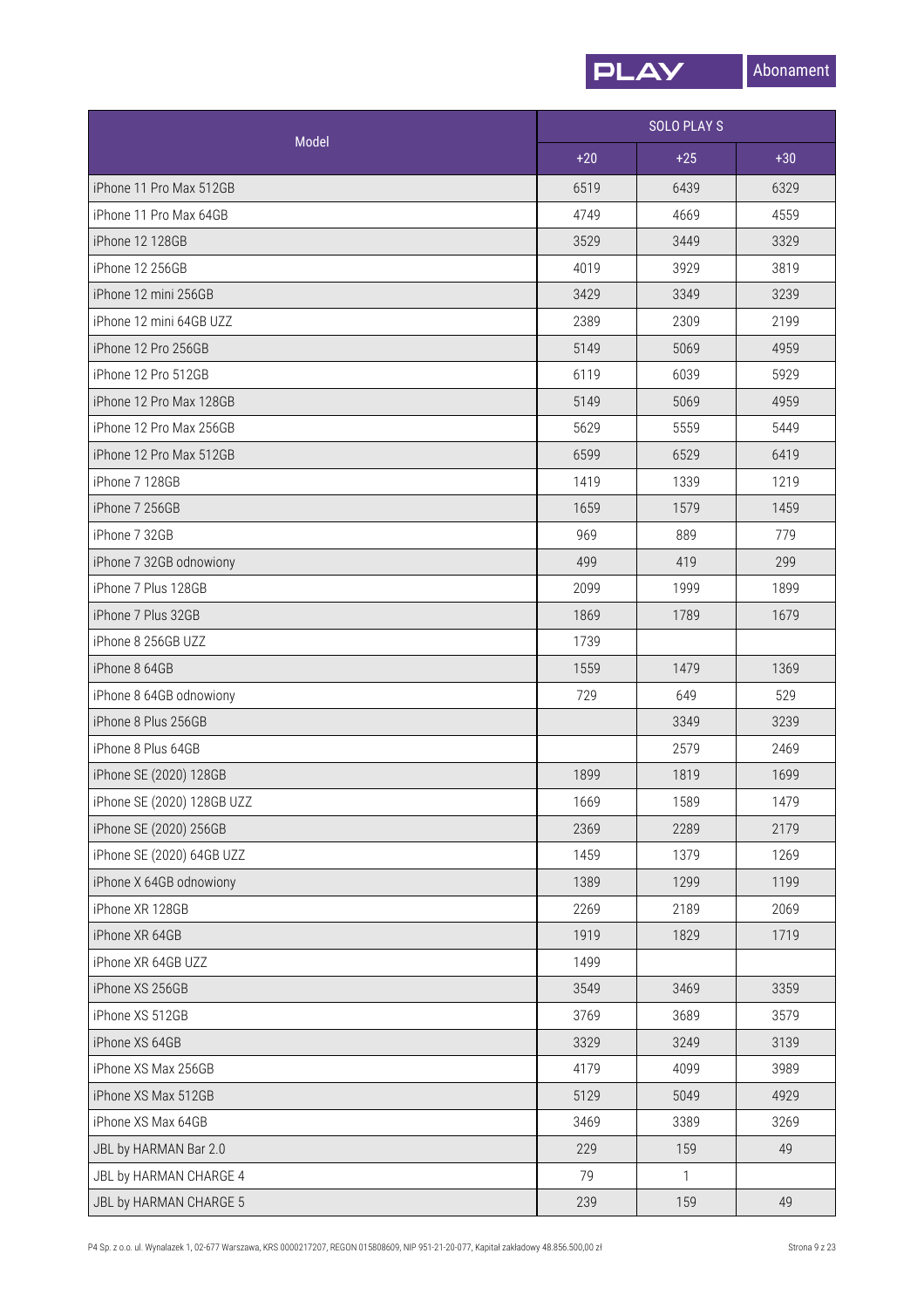| Model | SOLO PLAY S | | |
|---|---|---|---|
| | +20 | +25 | +30 |
| iPhone 11 Pro Max 512GB | 6519 | 6439 | 6329 |
| iPhone 11 Pro Max 64GB | 4749 | 4669 | 4559 |
| iPhone 12 128GB | 3529 | 3449 | 3329 |
| iPhone 12 256GB | 4019 | 3929 | 3819 |
| iPhone 12 mini 256GB | 3429 | 3349 | 3239 |
| iPhone 12 mini 64GB UZZ | 2389 | 2309 | 2199 |
| iPhone 12 Pro 256GB | 5149 | 5069 | 4959 |
| iPhone 12 Pro 512GB | 6119 | 6039 | 5929 |
| iPhone 12 Pro Max 128GB | 5149 | 5069 | 4959 |
| iPhone 12 Pro Max 256GB | 5629 | 5559 | 5449 |
| iPhone 12 Pro Max 512GB | 6599 | 6529 | 6419 |
| iPhone 7 128GB | 1419 | 1339 | 1219 |
| iPhone 7 256GB | 1659 | 1579 | 1459 |
| iPhone 7 32GB | 969 | 889 | 779 |
| iPhone 7 32GB odnowiony | 499 | 419 | 299 |
| iPhone 7 Plus 128GB | 2099 | 1999 | 1899 |
| iPhone 7 Plus 32GB | 1869 | 1789 | 1679 |
| iPhone 8 256GB UZZ | 1739 | | |
| iPhone 8 64GB | 1559 | 1479 | 1369 |
| iPhone 8 64GB odnowiony | 729 | 649 | 529 |
| iPhone 8 Plus 256GB | | 3349 | 3239 |
| iPhone 8 Plus 64GB | | 2579 | 2469 |
| iPhone SE (2020) 128GB | 1899 | 1819 | 1699 |
| iPhone SE (2020) 128GB UZZ | 1669 | 1589 | 1479 |
| iPhone SE (2020) 256GB | 2369 | 2289 | 2179 |
| iPhone SE (2020) 64GB UZZ | 1459 | 1379 | 1269 |
| iPhone X 64GB odnowiony | 1389 | 1299 | 1199 |
| iPhone XR 128GB | 2269 | 2189 | 2069 |
| iPhone XR 64GB | 1919 | 1829 | 1719 |
| iPhone XR 64GB UZZ | 1499 | | |
| iPhone XS 256GB | 3549 | 3469 | 3359 |
| iPhone XS 512GB | 3769 | 3689 | 3579 |
| iPhone XS 64GB | 3329 | 3249 | 3139 |
| iPhone XS Max 256GB | 4179 | 4099 | 3989 |
| iPhone XS Max 512GB | 5129 | 5049 | 4929 |
| iPhone XS Max 64GB | 3469 | 3389 | 3269 |
| JBL by HARMAN Bar 2.0 | 229 | 159 | 49 |
| JBL by HARMAN CHARGE 4 | 79 | 1 | |
| JBL by HARMAN CHARGE 5 | 239 | 159 | 49 |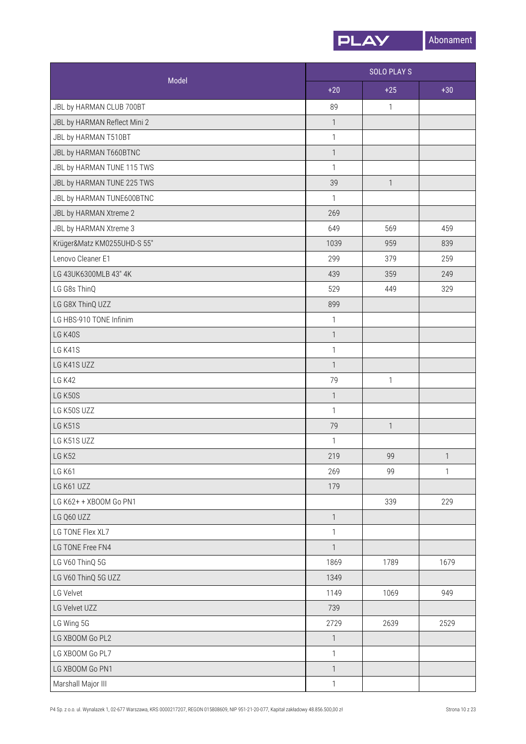| Model | SOLO PLAY S | | |
|---|---|---|---|
| | +20 | +25 | +30 |
| JBL by HARMAN CLUB 700BT | 89 | 1 | |
| JBL by HARMAN Reflect Mini 2 | 1 | | |
| JBL by HARMAN T510BT | 1 | | |
| JBL by HARMAN T660BTNC | 1 | | |
| JBL by HARMAN TUNE 115 TWS | 1 | | |
| JBL by HARMAN TUNE 225 TWS | 39 | 1 | |
| JBL by HARMAN TUNE600BTNC | 1 | | |
| JBL by HARMAN Xtreme 2 | 269 | | |
| JBL by HARMAN Xtreme 3 | 649 | 569 | 459 |
| Krüger&Matz KM0255UHD-S 55" | 1039 | 959 | 839 |
| Lenovo Cleaner E1 | 299 | 379 | 259 |
| LG 43UK6300MLB 43" 4K | 439 | 359 | 249 |
| LG G8s ThinQ | 529 | 449 | 329 |
| LG G8X ThinQ UZZ | 899 | | |
| LG HBS-910 TONE Infinim | 1 | | |
| LG K40S | 1 | | |
| LG K41S | 1 | | |
| LG K41S UZZ | 1 | | |
| LG K42 | 79 | 1 | |
| LG K50S | 1 | | |
| LG K50S UZZ | 1 | | |
| LG K51S | 79 | 1 | |
| LG K51S UZZ | 1 | | |
| LG K52 | 219 | 99 | 1 |
| LG K61 | 269 | 99 | 1 |
| LG K61 UZZ | 179 | | |
| LG K62+ + XBOOM Go PN1 | | 339 | 229 |
| LG Q60 UZZ | 1 | | |
| LG TONE Flex XL7 | 1 | | |
| LG TONE Free FN4 | 1 | | |
| LG V60 ThinQ 5G | 1869 | 1789 | 1679 |
| LG V60 ThinQ 5G UZZ | 1349 | | |
| LG Velvet | 1149 | 1069 | 949 |
| LG Velvet UZZ | 739 | | |
| LG Wing 5G | 2729 | 2639 | 2529 |
| LG XBOOM Go PL2 | 1 | | |
| LG XBOOM Go PL7 | 1 | | |
| LG XBOOM Go PN1 | 1 | | |
| Marshall Major III | 1 | | |

P4 Sp. z o.o. ul. Wynalazek 1, 02-677 Warszawa, KRS 0000217207, REGON 015808609, NIP 951-21-20-077, Kapitał zakładowy 48.856.500,00 zł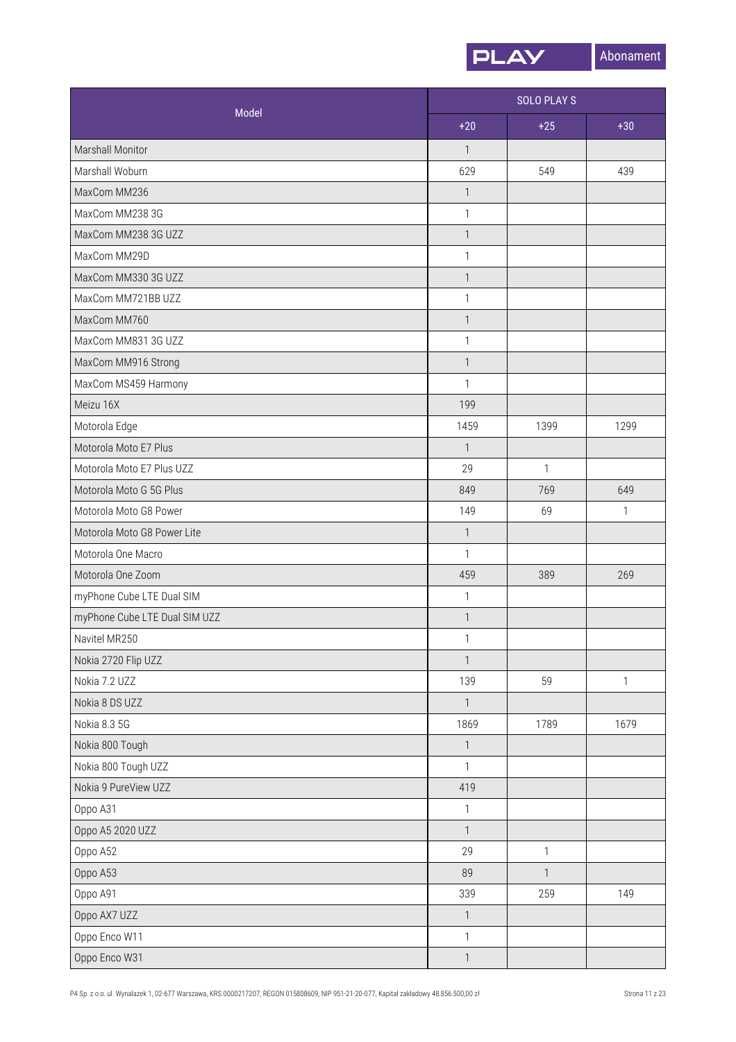| Model | SOLO PLAY S | | |
|---|---|---|---|
| | +20 | +25 | +30 |
| Marshall Monitor | 1 | | |
| Marshall Woburn | 629 | 549 | 439 |
| MaxCom MM236 | 1 | | |
| MaxCom MM238 3G | 1 | | |
| MaxCom MM238 3G UZZ | 1 | | |
| MaxCom MM29D | 1 | | |
| MaxCom MM330 3G UZZ | 1 | | |
| MaxCom MM721BB UZZ | 1 | | |
| MaxCom MM760 | 1 | | |
| MaxCom MM831 3G UZZ | 1 | | |
| MaxCom MM916 Strong | 1 | | |
| MaxCom MS459 Harmony | 1 | | |
| Meizu 16X | 199 | | |
| Motorola Edge | 1459 | 1399 | 1299 |
| Motorola Moto E7 Plus | 1 | | |
| Motorola Moto E7 Plus UZZ | 29 | 1 | |
| Motorola Moto G 5G Plus | 849 | 769 | 649 |
| Motorola Moto G8 Power | 149 | 69 | 1 |
| Motorola Moto G8 Power Lite | 1 | | |
| Motorola One Macro | 1 | | |
| Motorola One Zoom | 459 | 389 | 269 |
| myPhone Cube LTE Dual SIM | 1 | | |
| myPhone Cube LTE Dual SIM UZZ | 1 | | |
| Navitel MR250 | 1 | | |
| Nokia 2720 Flip UZZ | 1 | | |
| Nokia 7.2 UZZ | 139 | 59 | 1 |
| Nokia 8 DS UZZ | 1 | | |
| Nokia 8.3 5G | 1869 | 1789 | 1679 |
| Nokia 800 Tough | 1 | | |
| Nokia 800 Tough UZZ | 1 | | |
| Nokia 9 PureView UZZ | 419 | | |
| Oppo A31 | 1 | | |
| Oppo A5 2020 UZZ | 1 | | |
| Oppo A52 | 29 | 1 | |
| Oppo A53 | 89 | 1 | |
| Oppo A91 | 339 | 259 | 149 |
| Oppo AX7 UZZ | 1 | | |
| Oppo Enco W11 | 1 | | |
| Oppo Enco W31 | 1 | | |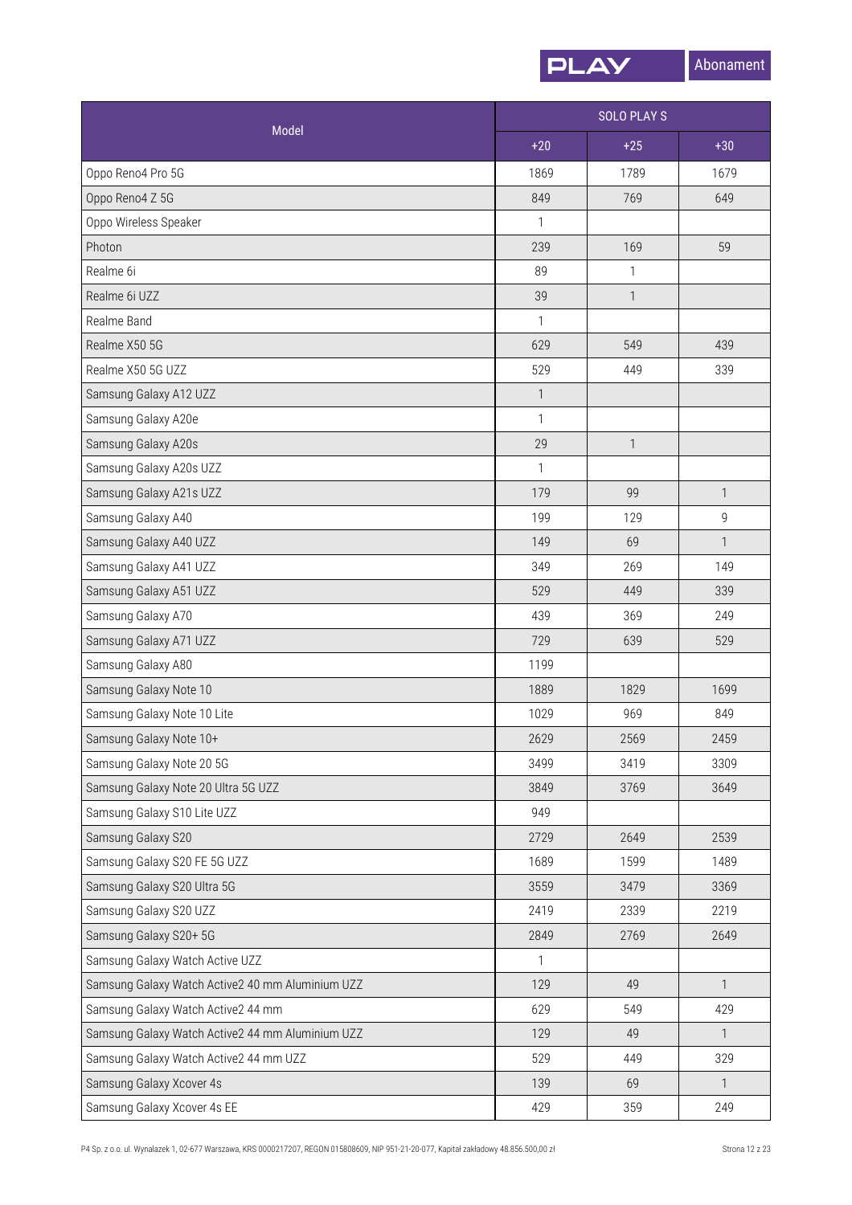| Model | SOLO PLAY S | | |
|---|---|---|---|
| | +20 | +25 | +30 |
| Oppo Reno4 Pro 5G | 1869 | 1789 | 1679 |
| Oppo Reno4 Z 5G | 849 | 769 | 649 |
| Oppo Wireless Speaker | 1 | | |
| Photon | 239 | 169 | 59 |
| Realme 6i | 89 | 1 | |
| Realme 6i UZZ | 39 | 1 | |
| Realme Band | 1 | | |
| Realme X50 5G | 629 | 549 | 439 |
| Realme X50 5G UZZ | 529 | 449 | 339 |
| Samsung Galaxy A12 UZZ | 1 | | |
| Samsung Galaxy A20e | 1 | | |
| Samsung Galaxy A20s | 29 | 1 | |
| Samsung Galaxy A20s UZZ | 1 | | |
| Samsung Galaxy A21s UZZ | 179 | 99 | 1 |
| Samsung Galaxy A40 | 199 | 129 | 9 |
| Samsung Galaxy A40 UZZ | 149 | 69 | 1 |
| Samsung Galaxy A41 UZZ | 349 | 269 | 149 |
| Samsung Galaxy A51 UZZ | 529 | 449 | 339 |
| Samsung Galaxy A70 | 439 | 369 | 249 |
| Samsung Galaxy A71 UZZ | 729 | 639 | 529 |
| Samsung Galaxy A80 | 1199 | | |
| Samsung Galaxy Note 10 | 1889 | 1829 | 1699 |
| Samsung Galaxy Note 10 Lite | 1029 | 969 | 849 |
| Samsung Galaxy Note 10+ | 2629 | 2569 | 2459 |
| Samsung Galaxy Note 20 5G | 3499 | 3419 | 3309 |
| Samsung Galaxy Note 20 Ultra 5G UZZ | 3849 | 3769 | 3649 |
| Samsung Galaxy S10 Lite UZZ | 949 | | |
| Samsung Galaxy S20 | 2729 | 2649 | 2539 |
| Samsung Galaxy S20 FE 5G UZZ | 1689 | 1599 | 1489 |
| Samsung Galaxy S20 Ultra 5G | 3559 | 3479 | 3369 |
| Samsung Galaxy S20 UZZ | 2419 | 2339 | 2219 |
| Samsung Galaxy S20+ 5G | 2849 | 2769 | 2649 |
| Samsung Galaxy Watch Active UZZ | 1 | | |
| Samsung Galaxy Watch Active2 40 mm Aluminium UZZ | 129 | 49 | 1 |
| Samsung Galaxy Watch Active2 44 mm | 629 | 549 | 429 |
| Samsung Galaxy Watch Active2 44 mm Aluminium UZZ | 129 | 49 | 1 |
| Samsung Galaxy Watch Active2 44 mm UZZ | 529 | 449 | 329 |
| Samsung Galaxy Xcover 4s | 139 | 69 | 1 |
| Samsung Galaxy Xcover 4s EE | 429 | 359 | 249 |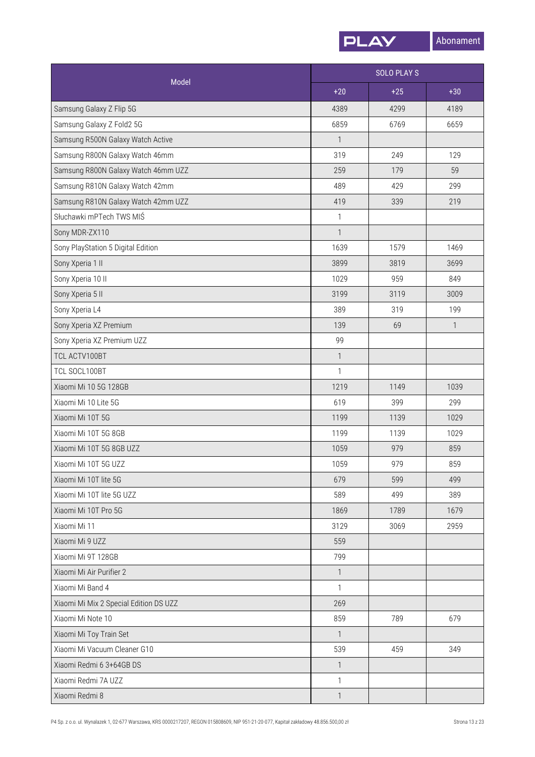PLAY Abonament

| Model | SOLO PLAY S | | |
|---|---|---|---|
| | +20 | +25 | +30 |
| Samsung Galaxy Z Flip 5G | 4389 | 4299 | 4189 |
| Samsung Galaxy Z Fold2 5G | 6859 | 6769 | 6659 |
| Samsung R500N Galaxy Watch Active | 1 | | |
| Samsung R800N Galaxy Watch 46mm | 319 | 249 | 129 |
| Samsung R800N Galaxy Watch 46mm UZZ | 259 | 179 | 59 |
| Samsung R810N Galaxy Watch 42mm | 489 | 429 | 299 |
| Samsung R810N Galaxy Watch 42mm UZZ | 419 | 339 | 219 |
| Słuchawki mPTech TWS MIŚ | 1 | | |
| Sony MDR-ZX110 | 1 | | |
| Sony PlayStation 5 Digital Edition | 1639 | 1579 | 1469 |
| Sony Xperia 1 II | 3899 | 3819 | 3699 |
| Sony Xperia 10 II | 1029 | 959 | 849 |
| Sony Xperia 5 II | 3199 | 3119 | 3009 |
| Sony Xperia L4 | 389 | 319 | 199 |
| Sony Xperia XZ Premium | 139 | 69 | 1 |
| Sony Xperia XZ Premium UZZ | 99 | | |
| TCL ACTV100BT | 1 | | |
| TCL SOCL100BT | 1 | | |
| Xiaomi Mi 10 5G 128GB | 1219 | 1149 | 1039 |
| Xiaomi Mi 10 Lite 5G | 619 | 399 | 299 |
| Xiaomi Mi 10T 5G | 1199 | 1139 | 1029 |
| Xiaomi Mi 10T 5G 8GB | 1199 | 1139 | 1029 |
| Xiaomi Mi 10T 5G 8GB UZZ | 1059 | 979 | 859 |
| Xiaomi Mi 10T 5G UZZ | 1059 | 979 | 859 |
| Xiaomi Mi 10T lite 5G | 679 | 599 | 499 |
| Xiaomi Mi 10T lite 5G UZZ | 589 | 499 | 389 |
| Xiaomi Mi 10T Pro 5G | 1869 | 1789 | 1679 |
| Xiaomi Mi 11 | 3129 | 3069 | 2959 |
| Xiaomi Mi 9 UZZ | 559 | | |
| Xiaomi Mi 9T 128GB | 799 | | |
| Xiaomi Mi Air Purifier 2 | 1 | | |
| Xiaomi Mi Band 4 | 1 | | |
| Xiaomi Mi Mix 2 Special Edition DS UZZ | 269 | | |
| Xiaomi Mi Note 10 | 859 | 789 | 679 |
| Xiaomi Mi Toy Train Set | 1 | | |
| Xiaomi Mi Vacuum Cleaner G10 | 539 | 459 | 349 |
| Xiaomi Redmi 6 3+64GB DS | 1 | | |
| Xiaomi Redmi 7A UZZ | 1 | | |
| Xiaomi Redmi 8 | 1 | | |

P4 Sp. z o.o. ul. Wynalazek 1, 02-677 Warszawa, KRS 0000217207, REGON 015808609, NIP 951-21-20-077, Kapitał zakładowy 48.856.500,00 zł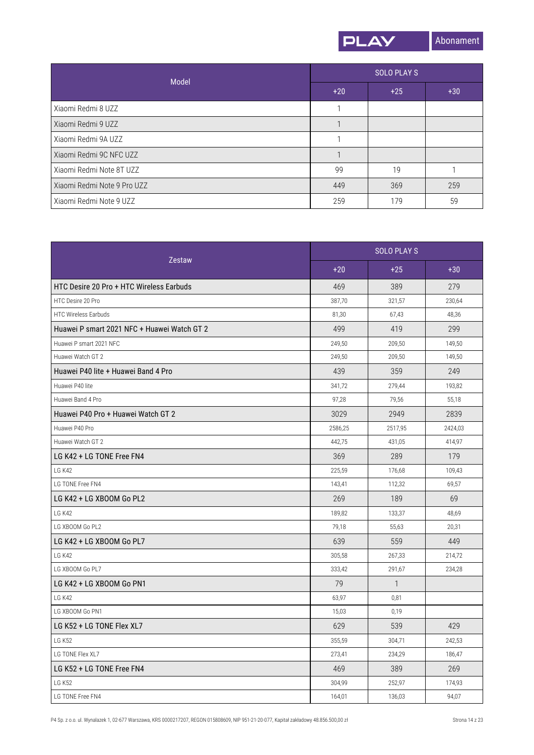| Model | SOLO PLAY S | | |
|---|---|---|---|
| | +20 | +25 | +30 |
| Xiaomi Redmi 8 UZZ | 1 | | |
| Xiaomi Redmi 9 UZZ | 1 | | |
| Xiaomi Redmi 9A UZZ | 1 | | |
| Xiaomi Redmi 9C NFC UZZ | 1 | | |
| Xiaomi Redmi Note 8T UZZ | 99 | 19 | 1 |
| Xiaomi Redmi Note 9 Pro UZZ | 449 | 369 | 259 |
| Xiaomi Redmi Note 9 UZZ | 259 | 179 | 59 |

| Zestaw | SOLO PLAY S | | |
|---|---|---|---|
| | +20 | +25 | +30 |
| HTC Desire 20 Pro + HTC Wireless Earbuds | 469 | 389 | 279 |
| HTC Desire 20 Pro | 387,70 | 321,57 | 230,64 |
| HTC Wireless Earbuds | 81,30 | 67,43 | 48,36 |
| Huawei P smart 2021 NFC + Huawei Watch GT 2 | 499 | 419 | 299 |
| Huawei P smart 2021 NFC | 249,50 | 209,50 | 149,50 |
| Huawei Watch GT 2 | 249,50 | 209,50 | 149,50 |
| Huawei P40 lite + Huawei Band 4 Pro | 439 | 359 | 249 |
| Huawei P40 lite | 341,72 | 279,44 | 193,82 |
| Huawei Band 4 Pro | 97,28 | 79,56 | 55,18 |
| Huawei P40 Pro + Huawei Watch GT 2 | 3029 | 2949 | 2839 |
| Huawei P40 Pro | 2586,25 | 2517,95 | 2424,03 |
| Huawei Watch GT 2 | 442,75 | 431,05 | 414,97 |
| LG K42 + LG TONE Free FN4 | 369 | 289 | 179 |
| LG K42 | 225,59 | 176,68 | 109,43 |
| LG TONE Free FN4 | 143,41 | 112,32 | 69,57 |
| LG K42 + LG XBOOM Go PL2 | 269 | 189 | 69 |
| LG K42 | 189,82 | 133,37 | 48,69 |
| LG XBOOM Go PL2 | 79,18 | 55,63 | 20,31 |
| LG K42 + LG XBOOM Go PL7 | 639 | 559 | 449 |
| LG K42 | 305,58 | 267,33 | 214,72 |
| LG XBOOM Go PL7 | 333,42 | 291,67 | 234,28 |
| LG K42 + LG XBOOM Go PN1 | 79 | 1 | |
| LG K42 | 63,97 | 0,81 | |
| LG XBOOM Go PN1 | 15,03 | 0,19 | |
| LG K52 + LG TONE Flex XL7 | 629 | 539 | 429 |
| LG K52 | 355,59 | 304,71 | 242,53 |
| LG TONE Flex XL7 | 273,41 | 234,29 | 186,47 |
| LG K52 + LG TONE Free FN4 | 469 | 389 | 269 |
| LG K52 | 304,99 | 252,97 | 174,93 |
| LG TONE Free FN4 | 164,01 | 136,03 | 94,07 |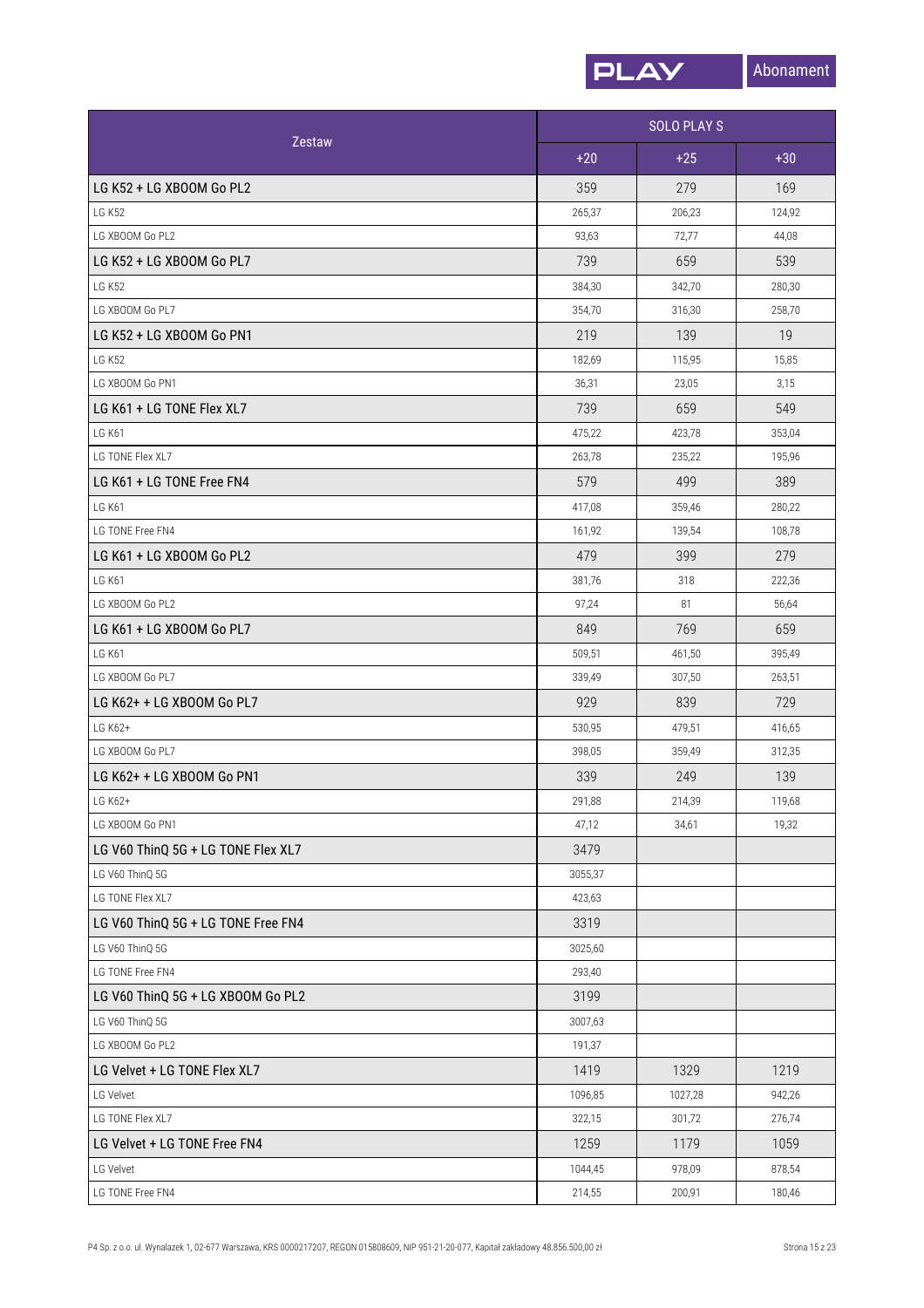| Zestaw | SOLO PLAY S | | |
|---|---|---|---|
| | +20 | +25 | +30 |
| LG K52 + LG XBOOM Go PL2 | 359 | 279 | 169 |
| LG K52 | 265,37 | 206,23 | 124,92 |
| LG XBOOM Go PL2 | 93,63 | 72,77 | 44,08 |
| LG K52 + LG XBOOM Go PL7 | 739 | 659 | 539 |
| LG K52 | 384,30 | 342,70 | 280,30 |
| LG XBOOM Go PL7 | 354,70 | 316,30 | 258,70 |
| LG K52 + LG XBOOM Go PN1 | 219 | 139 | 19 |
| LG K52 | 182,69 | 115,95 | 15,85 |
| LG XBOOM Go PN1 | 36,31 | 23,05 | 3,15 |
| LG K61 + LG TONE Flex XL7 | 739 | 659 | 549 |
| LG K61 | 475,22 | 423,78 | 353,04 |
| LG TONE Flex XL7 | 263,78 | 235,22 | 195,96 |
| LG K61 + LG TONE Free FN4 | 579 | 499 | 389 |
| LG K61 | 417,08 | 359,46 | 280,22 |
| LG TONE Free FN4 | 161,92 | 139,54 | 108,78 |
| LG K61 + LG XBOOM Go PL2 | 479 | 399 | 279 |
| LG K61 | 381,76 | 318 | 222,36 |
| LG XBOOM Go PL2 | 97,24 | 81 | 56,64 |
| LG K61 + LG XBOOM Go PL7 | 849 | 769 | 659 |
| LG K61 | 509,51 | 461,50 | 395,49 |
| LG XBOOM Go PL7 | 339,49 | 307,50 | 263,51 |
| LG K62+ + LG XBOOM Go PL7 | 929 | 839 | 729 |
| LG K62+ | 530,95 | 479,51 | 416,65 |
| LG XBOOM Go PL7 | 398,05 | 359,49 | 312,35 |
| LG K62+ + LG XBOOM Go PN1 | 339 | 249 | 139 |
| LG K62+ | 291,88 | 214,39 | 119,68 |
| LG XBOOM Go PN1 | 47,12 | 34,61 | 19,32 |
| LG V60 ThinQ 5G + LG TONE Flex XL7 | 3479 | | |
| LG V60 ThinQ 5G | 3055,37 | | |
| LG TONE Flex XL7 | 423,63 | | |
| LG V60 ThinQ 5G + LG TONE Free FN4 | 3319 | | |
| LG V60 ThinQ 5G | 3025,60 | | |
| LG TONE Free FN4 | 293,40 | | |
| LG V60 ThinQ 5G + LG XBOOM Go PL2 | 3199 | | |
| LG V60 ThinQ 5G | 3007,63 | | |
| LG XBOOM Go PL2 | 191,37 | | |
| LG Velvet + LG TONE Flex XL7 | 1419 | 1329 | 1219 |
| LG Velvet | 1096,85 | 1027,28 | 942,26 |
| LG TONE Flex XL7 | 322,15 | 301,72 | 276,74 |
| LG Velvet + LG TONE Free FN4 | 1259 | 1179 | 1059 |
| LG Velvet | 1044,45 | 978,09 | 878,54 |
| LG TONE Free FN4 | 214,55 | 200,91 | 180,46 |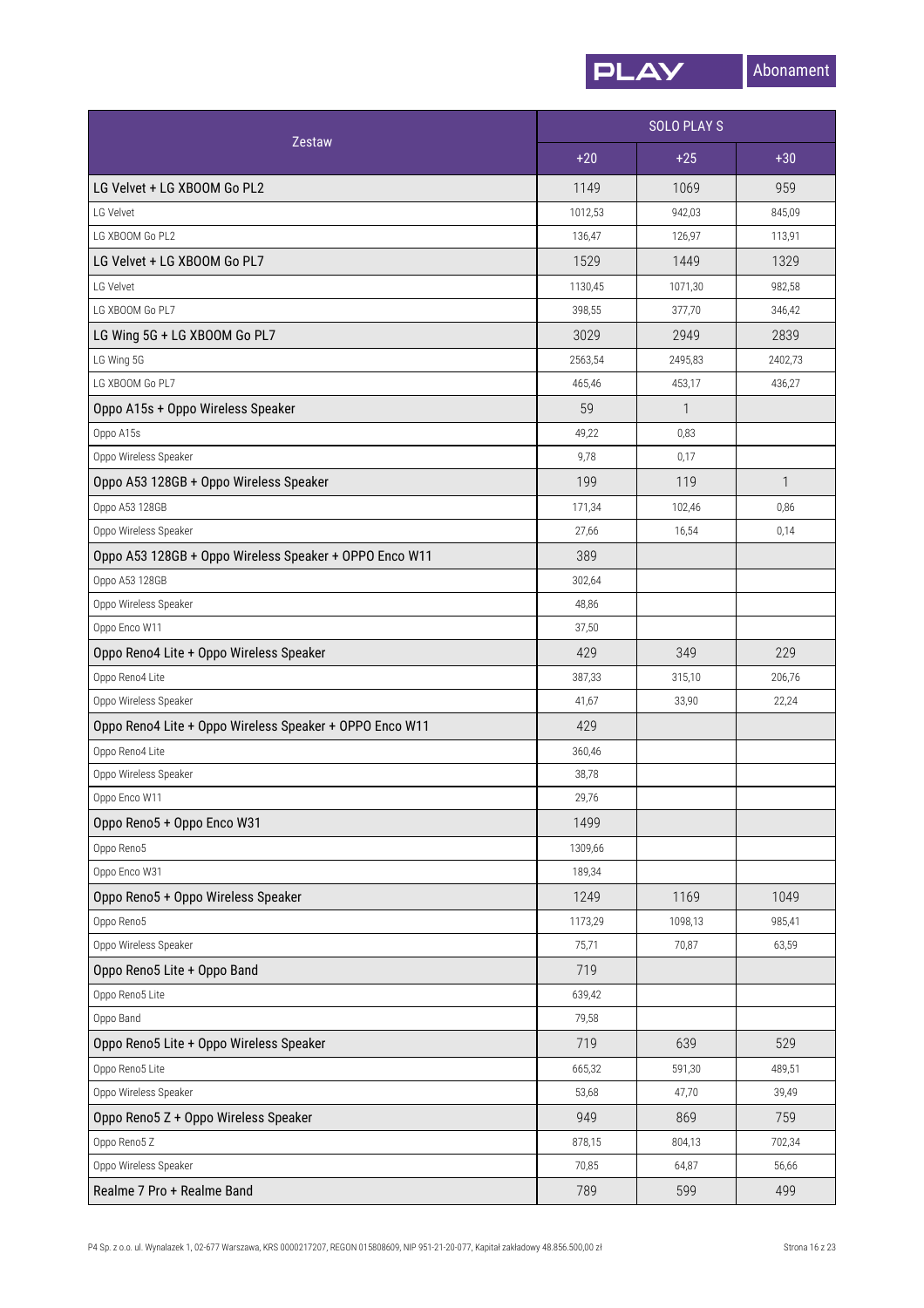| Zestaw | SOLO PLAY S | | |
|---|---|---|---|
| | +20 | +25 | +30 |
| LG Velvet + LG XBOOM Go PL2 | 1149 | 1069 | 959 |
| LG Velvet | 1012,53 | 942,03 | 845,09 |
| LG XBOOM Go PL2 | 136,47 | 126,97 | 113,91 |
| LG Velvet + LG XBOOM Go PL7 | 1529 | 1449 | 1329 |
| LG Velvet | 1130,45 | 1071,30 | 982,58 |
| LG XBOOM Go PL7 | 398,55 | 377,70 | 346,42 |
| LG Wing 5G + LG XBOOM Go PL7 | 3029 | 2949 | 2839 |
| LG Wing 5G | 2563,54 | 2495,83 | 2402,73 |
| LG XBOOM Go PL7 | 465,46 | 453,17 | 436,27 |
| Oppo A15s + Oppo Wireless Speaker | 59 | 1 | |
| Oppo A15s | 49,22 | 0,83 | |
| Oppo Wireless Speaker | 9,78 | 0,17 | |
| Oppo A53 128GB + Oppo Wireless Speaker | 199 | 119 | 1 |
| Oppo A53 128GB | 171,34 | 102,46 | 0,86 |
| Oppo Wireless Speaker | 27,66 | 16,54 | 0,14 |
| Oppo A53 128GB + Oppo Wireless Speaker + OPPO Enco W11 | 389 | | |
| Oppo A53 128GB | 302,64 | | |
| Oppo Wireless Speaker | 48,86 | | |
| Oppo Enco W11 | 37,50 | | |
| Oppo Reno4 Lite + Oppo Wireless Speaker | 429 | 349 | 229 |
| Oppo Reno4 Lite | 387,33 | 315,10 | 206,76 |
| Oppo Wireless Speaker | 41,67 | 33,90 | 22,24 |
| Oppo Reno4 Lite + Oppo Wireless Speaker + OPPO Enco W11 | 429 | | |
| Oppo Reno4 Lite | 360,46 | | |
| Oppo Wireless Speaker | 38,78 | | |
| Oppo Enco W11 | 29,76 | | |
| Oppo Reno5 + Oppo Enco W31 | 1499 | | |
| Oppo Reno5 | 1309,66 | | |
| Oppo Enco W31 | 189,34 | | |
| Oppo Reno5 + Oppo Wireless Speaker | 1249 | 1169 | 1049 |
| Oppo Reno5 | 1173,29 | 1098,13 | 985,41 |
| Oppo Wireless Speaker | 75,71 | 70,87 | 63,59 |
| Oppo Reno5 Lite + Oppo Band | 719 | | |
| Oppo Reno5 Lite | 639,42 | | |
| Oppo Band | 79,58 | | |
| Oppo Reno5 Lite + Oppo Wireless Speaker | 719 | 639 | 529 |
| Oppo Reno5 Lite | 665,32 | 591,30 | 489,51 |
| Oppo Wireless Speaker | 53,68 | 47,70 | 39,49 |
| Oppo Reno5 Z + Oppo Wireless Speaker | 949 | 869 | 759 |
| Oppo Reno5 Z | 878,15 | 804,13 | 702,34 |
| Oppo Wireless Speaker | 70,85 | 64,87 | 56,66 |
| Realme 7 Pro + Realme Band | 789 | 599 | 499 |

P4 Sp. z o.o. ul. Wynalazek 1, 02-677 Warszawa, KRS 0000217207, REGON 015808609, NIP 951-21-20-077, Kapitał zakładowy 48.856.500,00 zł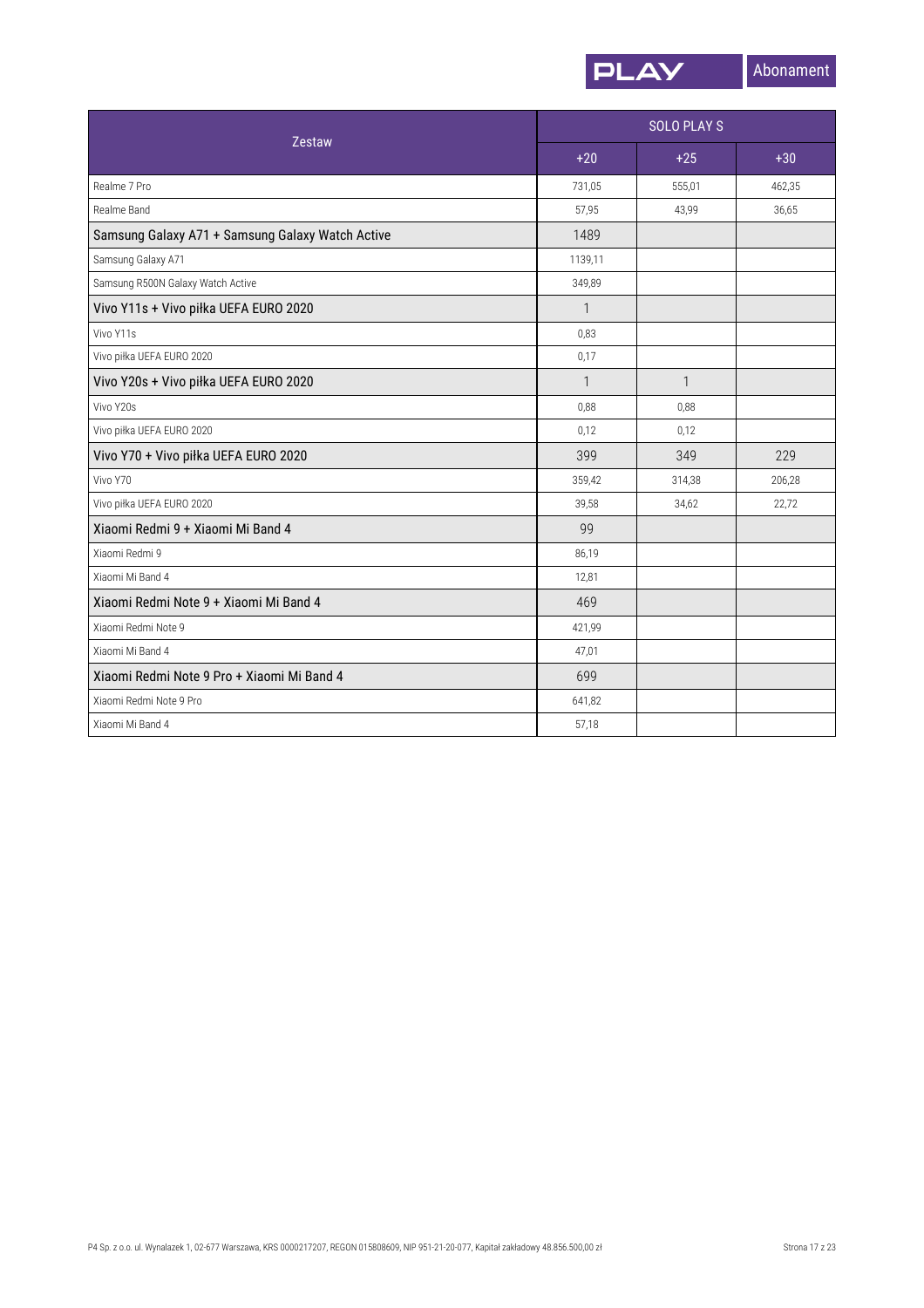| Zestaw | SOLO PLAY S | | |
|---|---|---|---|
| | +20 | +25 | +30 |
| Realme 7 Pro | 731,05 | 555,01 | 462,35 |
| Realme Band | 57,95 | 43,99 | 36,65 |
| Samsung Galaxy A71 + Samsung Galaxy Watch Active | 1489 | | |
| Samsung Galaxy A71 | 1139,11 | | |
| Samsung R500N Galaxy Watch Active | 349,89 | | |
| Vivo Y11s + Vivo piłka UEFA EURO 2020 | 1 | | |
| Vivo Y11s | 0,83 | | |
| Vivo piłka UEFA EURO 2020 | 0,17 | | |
| Vivo Y20s + Vivo piłka UEFA EURO 2020 | 1 | 1 | |
| Vivo Y20s | 0,88 | 0,88 | |
| Vivo piłka UEFA EURO 2020 | 0,12 | 0,12 | |
| Vivo Y70 + Vivo piłka UEFA EURO 2020 | 399 | 349 | 229 |
| Vivo Y70 | 359,42 | 314,38 | 206,28 |
| Vivo piłka UEFA EURO 2020 | 39,58 | 34,62 | 22,72 |
| Xiaomi Redmi 9 + Xiaomi Mi Band 4 | 99 | | |
| Xiaomi Redmi 9 | 86,19 | | |
| Xiaomi Mi Band 4 | 12,81 | | |
| Xiaomi Redmi Note 9 + Xiaomi Mi Band 4 | 469 | | |
| Xiaomi Redmi Note 9 | 421,99 | | |
| Xiaomi Mi Band 4 | 47,01 | | |
| Xiaomi Redmi Note 9 Pro + Xiaomi Mi Band 4 | 699 | | |
| Xiaomi Redmi Note 9 Pro | 641,82 | | |
| Xiaomi Mi Band 4 | 57,18 | | |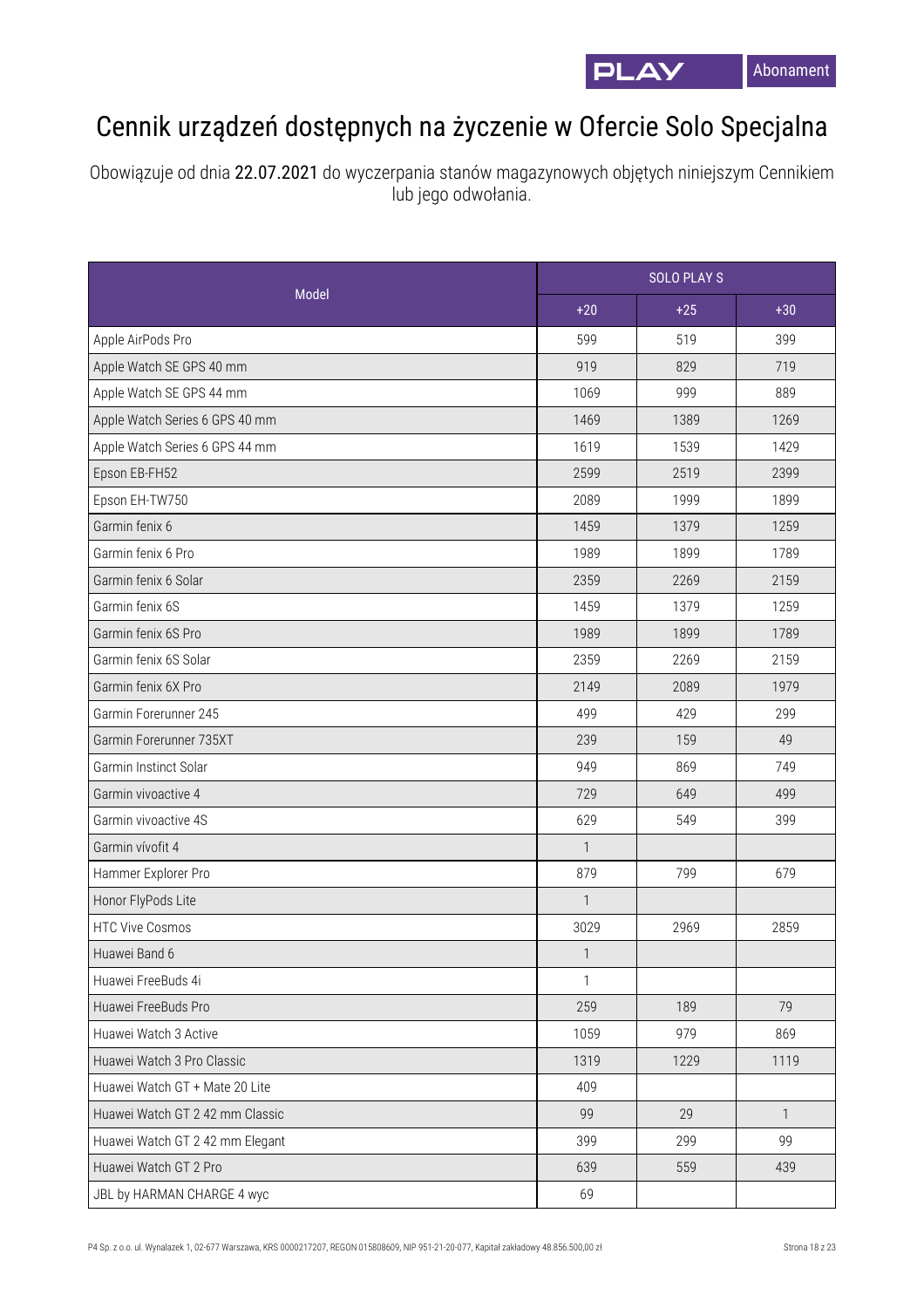# Cennik urządzeń dostępnych na życzenie w Ofercie Solo Specjalna

Obowiązuje od dnia 22.07.2021 do wyczerpania stanów magazynowych objętych niniejszym Cennikiem lub jego odwołania.

| Model | SOLO PLAY S | | |
|---|---|---|---|
| | +20 | +25 | +30 |
| Apple AirPods Pro | 599 | 519 | 399 |
| Apple Watch SE GPS 40 mm | 919 | 829 | 719 |
| Apple Watch SE GPS 44 mm | 1069 | 999 | 889 |
| Apple Watch Series 6 GPS 40 mm | 1469 | 1389 | 1269 |
| Apple Watch Series 6 GPS 44 mm | 1619 | 1539 | 1429 |
| Epson EB-FH52 | 2599 | 2519 | 2399 |
| Epson EH-TW750 | 2089 | 1999 | 1899 |
| Garmin fenix 6 | 1459 | 1379 | 1259 |
| Garmin fenix 6 Pro | 1989 | 1899 | 1789 |
| Garmin fenix 6 Solar | 2359 | 2269 | 2159 |
| Garmin fenix 6S | 1459 | 1379 | 1259 |
| Garmin fenix 6S Pro | 1989 | 1899 | 1789 |
| Garmin fenix 6S Solar | 2359 | 2269 | 2159 |
| Garmin fenix 6X Pro | 2149 | 2089 | 1979 |
| Garmin Forerunner 245 | 499 | 429 | 299 |
| Garmin Forerunner 735XT | 239 | 159 | 49 |
| Garmin Instinct Solar | 949 | 869 | 749 |
| Garmin vivoactive 4 | 729 | 649 | 499 |
| Garmin vivoactive 4S | 629 | 549 | 399 |
| Garmin vívofit 4 | 1 | | |
| Hammer Explorer Pro | 879 | 799 | 679 |
| Honor FlyPods Lite | 1 | | |
| HTC Vive Cosmos | 3029 | 2969 | 2859 |
| Huawei Band 6 | 1 | | |
| Huawei FreeBuds 4i | 1 | | |
| Huawei FreeBuds Pro | 259 | 189 | 79 |
| Huawei Watch 3 Active | 1059 | 979 | 869 |
| Huawei Watch 3 Pro Classic | 1319 | 1229 | 1119 |
| Huawei Watch GT + Mate 20 Lite | 409 | | |
| Huawei Watch GT 2 42 mm Classic | 99 | 29 | 1 |
| Huawei Watch GT 2 42 mm Elegant | 399 | 299 | 99 |
| Huawei Watch GT 2 Pro | 639 | 559 | 439 |
| JBL by HARMAN CHARGE 4 wyc | 69 | | |

P4 Sp. z o.o. ul. Wynalazek 1, 02-677 Warszawa, KRS 0000217207, REGON 015808609, NIP 951-21-20-077, Kapitał zakładowy 48.856.500,00 zł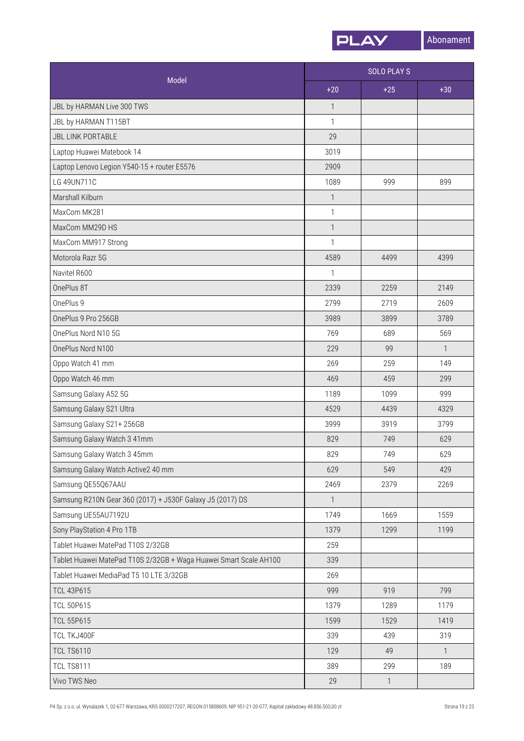| Model | SOLO PLAY S | | |
|---|---|---|---|
| | +20 | +25 | +30 |
| JBL by HARMAN Live 300 TWS | 1 | | |
| JBL by HARMAN T115BT | 1 | | |
| JBL LINK PORTABLE | 29 | | |
| Laptop Huawei Matebook 14 | 3019 | | |
| Laptop Lenovo Legion Y540-15 + router E5576 | 2909 | | |
| LG 49UN711C | 1089 | 999 | 899 |
| Marshall Kilburn | 1 | | |
| MaxCom MK281 | 1 | | |
| MaxCom MM29D HS | 1 | | |
| MaxCom MM917 Strong | 1 | | |
| Motorola Razr 5G | 4589 | 4499 | 4399 |
| Navitel R600 | 1 | | |
| OnePlus 8T | 2339 | 2259 | 2149 |
| OnePlus 9 | 2799 | 2719 | 2609 |
| OnePlus 9 Pro 256GB | 3989 | 3899 | 3789 |
| OnePlus Nord N10 5G | 769 | 689 | 569 |
| OnePlus Nord N100 | 229 | 99 | 1 |
| Oppo Watch 41 mm | 269 | 259 | 149 |
| Oppo Watch 46 mm | 469 | 459 | 299 |
| Samsung Galaxy A52 5G | 1189 | 1099 | 999 |
| Samsung Galaxy S21 Ultra | 4529 | 4439 | 4329 |
| Samsung Galaxy S21+ 256GB | 3999 | 3919 | 3799 |
| Samsung Galaxy Watch 3 41mm | 829 | 749 | 629 |
| Samsung Galaxy Watch 3 45mm | 829 | 749 | 629 |
| Samsung Galaxy Watch Active2 40 mm | 629 | 549 | 429 |
| Samsung QE55Q67AAU | 2469 | 2379 | 2269 |
| Samsung R210N Gear 360 (2017) + J530F Galaxy J5 (2017) DS | 1 | | |
| Samsung UE55AU7192U | 1749 | 1669 | 1559 |
| Sony PlayStation 4 Pro 1TB | 1379 | 1299 | 1199 |
| Tablet Huawei MatePad T10S 2/32GB | 259 | | |
| Tablet Huawei MatePad T10S 2/32GB + Waga Huawei Smart Scale AH100 | 339 | | |
| Tablet Huawei MediaPad T5 10 LTE 3/32GB | 269 | | |
| TCL 43P615 | 999 | 919 | 799 |
| TCL 50P615 | 1379 | 1289 | 1179 |
| TCL 55P615 | 1599 | 1529 | 1419 |
| TCL TKJ400F | 339 | 439 | 319 |
| TCL TS6110 | 129 | 49 | 1 |
| TCL TS8111 | 389 | 299 | 189 |
| Vivo TWS Neo | 29 | 1 | |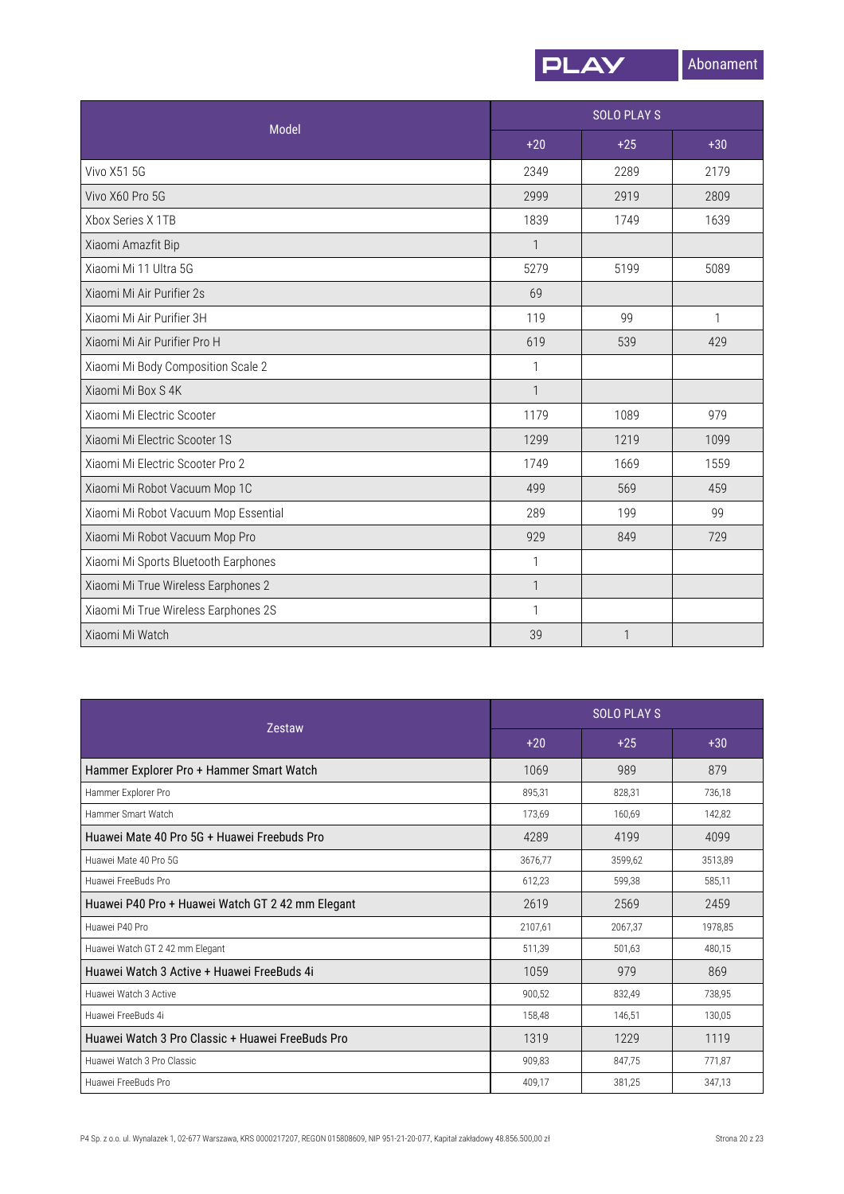| Model | SOLO PLAY S | | |
|---|---|---|---|
| | +20 | +25 | +30 |
| Vivo X51 5G | 2349 | 2289 | 2179 |
| Vivo X60 Pro 5G | 2999 | 2919 | 2809 |
| Xbox Series X 1TB | 1839 | 1749 | 1639 |
| Xiaomi Amazfit Bip | 1 | | |
| Xiaomi Mi 11 Ultra 5G | 5279 | 5199 | 5089 |
| Xiaomi Mi Air Purifier 2s | 69 | | |
| Xiaomi Mi Air Purifier 3H | 119 | 99 | 1 |
| Xiaomi Mi Air Purifier Pro H | 619 | 539 | 429 |
| Xiaomi Mi Body Composition Scale 2 | 1 | | |
| Xiaomi Mi Box S 4K | 1 | | |
| Xiaomi Mi Electric Scooter | 1179 | 1089 | 979 |
| Xiaomi Mi Electric Scooter 1S | 1299 | 1219 | 1099 |
| Xiaomi Mi Electric Scooter Pro 2 | 1749 | 1669 | 1559 |
| Xiaomi Mi Robot Vacuum Mop 1C | 499 | 569 | 459 |
| Xiaomi Mi Robot Vacuum Mop Essential | 289 | 199 | 99 |
| Xiaomi Mi Robot Vacuum Mop Pro | 929 | 849 | 729 |
| Xiaomi Mi Sports Bluetooth Earphones | 1 | | |
| Xiaomi Mi True Wireless Earphones 2 | 1 | | |
| Xiaomi Mi True Wireless Earphones 2S | 1 | | |
| Xiaomi Mi Watch | 39 | 1 | |

| Zestaw | SOLO PLAY S | | |
|---|---|---|---|
| | +20 | +25 | +30 |
| Hammer Explorer Pro + Hammer Smart Watch | 1069 | 989 | 879 |
| Hammer Explorer Pro | 895,31 | 828,31 | 736,18 |
| Hammer Smart Watch | 173,69 | 160,69 | 142,82 |
| Huawei Mate 40 Pro 5G + Huawei Freebuds Pro | 4289 | 4199 | 4099 |
| Huawei Mate 40 Pro 5G | 3676,77 | 3599,62 | 3513,89 |
| Huawei FreeBuds Pro | 612,23 | 599,38 | 585,11 |
| Huawei P40 Pro + Huawei Watch GT 2 42 mm Elegant | 2619 | 2569 | 2459 |
| Huawei P40 Pro | 2107,61 | 2067,37 | 1978,85 |
| Huawei Watch GT 2 42 mm Elegant | 511,39 | 501,63 | 480,15 |
| Huawei Watch 3 Active + Huawei FreeBuds 4i | 1059 | 979 | 869 |
| Huawei Watch 3 Active | 900,52 | 832,49 | 738,95 |
| Huawei FreeBuds 4i | 158,48 | 146,51 | 130,05 |
| Huawei Watch 3 Pro Classic + Huawei FreeBuds Pro | 1319 | 1229 | 1119 |
| Huawei Watch 3 Pro Classic | 909,83 | 847,75 | 771,87 |
| Huawei FreeBuds Pro | 409,17 | 381,25 | 347,13 |

P4 Sp. z o.o. ul. Wynalazek 1, 02-677 Warszawa, KRS 0000217207, REGON 015808609, NIP 951-21-20-077, Kapitał zakładowy 48.856.500,00 zł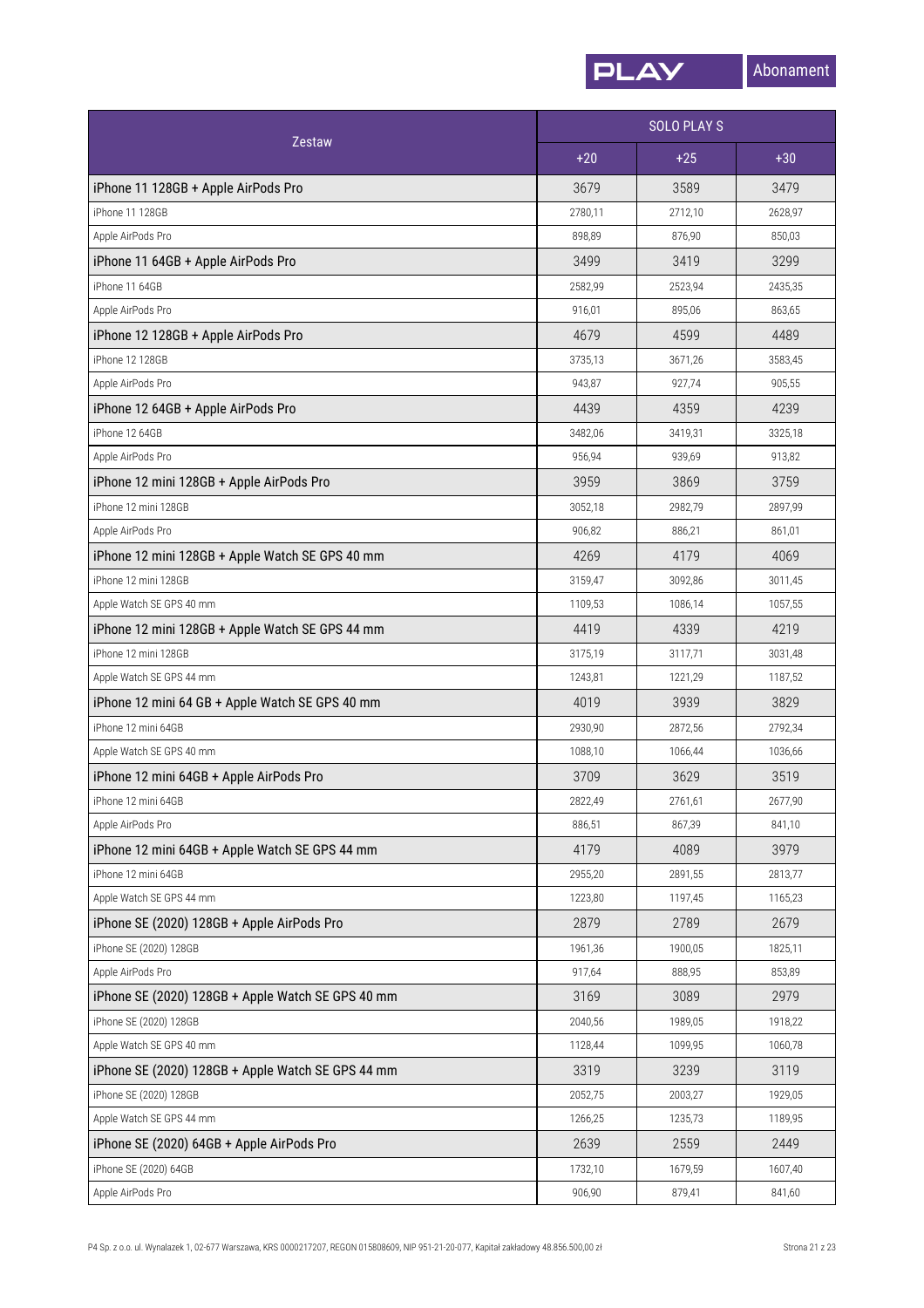| Zestaw | SOLO PLAY S | | |
|---|---|---|---|
| | +20 | +25 | +30 |
| iPhone 11 128GB + Apple AirPods Pro | 3679 | 3589 | 3479 |
| iPhone 11 128GB | 2780,11 | 2712,10 | 2628,97 |
| Apple AirPods Pro | 898,89 | 876,90 | 850,03 |
| iPhone 11 64GB + Apple AirPods Pro | 3499 | 3419 | 3299 |
| iPhone 11 64GB | 2582,99 | 2523,94 | 2435,35 |
| Apple AirPods Pro | 916,01 | 895,06 | 863,65 |
| iPhone 12 128GB + Apple AirPods Pro | 4679 | 4599 | 4489 |
| iPhone 12 128GB | 3735,13 | 3671,26 | 3583,45 |
| Apple AirPods Pro | 943,87 | 927,74 | 905,55 |
| iPhone 12 64GB + Apple AirPods Pro | 4439 | 4359 | 4239 |
| iPhone 12 64GB | 3482,06 | 3419,31 | 3325,18 |
| Apple AirPods Pro | 956,94 | 939,69 | 913,82 |
| iPhone 12 mini 128GB + Apple AirPods Pro | 3959 | 3869 | 3759 |
| iPhone 12 mini 128GB | 3052,18 | 2982,79 | 2897,99 |
| Apple AirPods Pro | 906,82 | 886,21 | 861,01 |
| iPhone 12 mini 128GB + Apple Watch SE GPS 40 mm | 4269 | 4179 | 4069 |
| iPhone 12 mini 128GB | 3159,47 | 3092,86 | 3011,45 |
| Apple Watch SE GPS 40 mm | 1109,53 | 1086,14 | 1057,55 |
| iPhone 12 mini 128GB + Apple Watch SE GPS 44 mm | 4419 | 4339 | 4219 |
| iPhone 12 mini 128GB | 3175,19 | 3117,71 | 3031,48 |
| Apple Watch SE GPS 44 mm | 1243,81 | 1221,29 | 1187,52 |
| iPhone 12 mini 64 GB + Apple Watch SE GPS 40 mm | 4019 | 3939 | 3829 |
| iPhone 12 mini 64GB | 2930,90 | 2872,56 | 2792,34 |
| Apple Watch SE GPS 40 mm | 1088,10 | 1066,44 | 1036,66 |
| iPhone 12 mini 64GB + Apple AirPods Pro | 3709 | 3629 | 3519 |
| iPhone 12 mini 64GB | 2822,49 | 2761,61 | 2677,90 |
| Apple AirPods Pro | 886,51 | 867,39 | 841,10 |
| iPhone 12 mini 64GB + Apple Watch SE GPS 44 mm | 4179 | 4089 | 3979 |
| iPhone 12 mini 64GB | 2955,20 | 2891,55 | 2813,77 |
| Apple Watch SE GPS 44 mm | 1223,80 | 1197,45 | 1165,23 |
| iPhone SE (2020) 128GB + Apple AirPods Pro | 2879 | 2789 | 2679 |
| iPhone SE (2020) 128GB | 1961,36 | 1900,05 | 1825,11 |
| Apple AirPods Pro | 917,64 | 888,95 | 853,89 |
| iPhone SE (2020) 128GB + Apple Watch SE GPS 40 mm | 3169 | 3089 | 2979 |
| iPhone SE (2020) 128GB | 2040,56 | 1989,05 | 1918,22 |
| Apple Watch SE GPS 40 mm | 1128,44 | 1099,95 | 1060,78 |
| iPhone SE (2020) 128GB + Apple Watch SE GPS 44 mm | 3319 | 3239 | 3119 |
| iPhone SE (2020) 128GB | 2052,75 | 2003,27 | 1929,05 |
| Apple Watch SE GPS 44 mm | 1266,25 | 1235,73 | 1189,95 |
| iPhone SE (2020) 64GB + Apple AirPods Pro | 2639 | 2559 | 2449 |
| iPhone SE (2020) 64GB | 1732,10 | 1679,59 | 1607,40 |
| Apple AirPods Pro | 906,90 | 879,41 | 841,60 |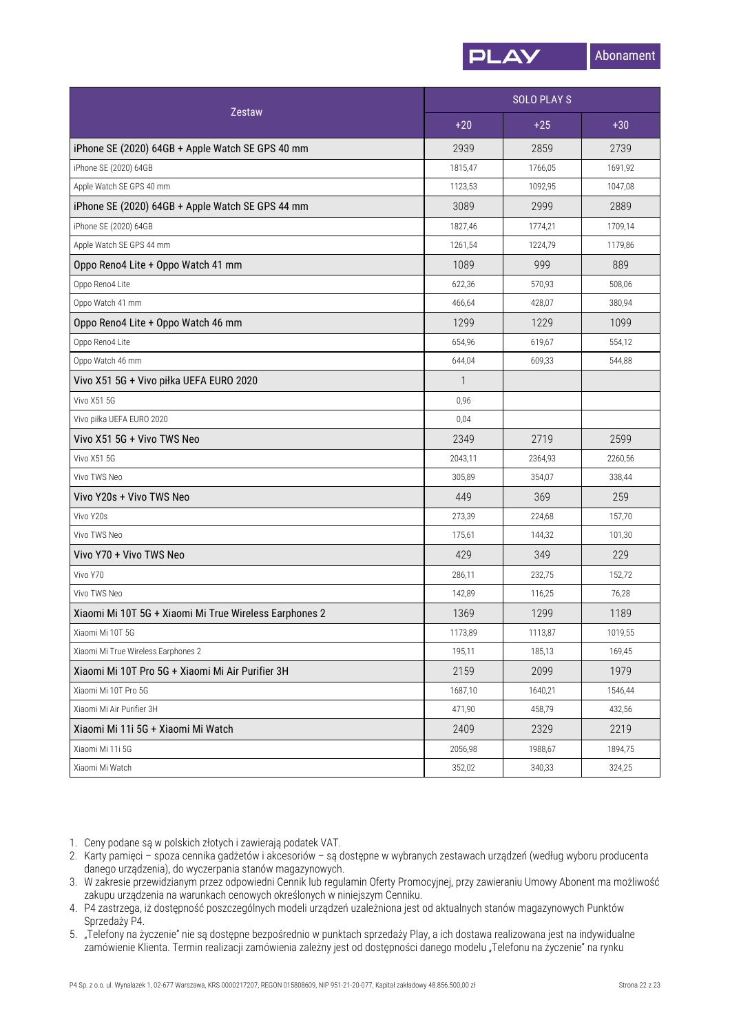| Zestaw | SOLO PLAY S | | |
|---|---|---|---|
| | +20 | +25 | +30 |
| iPhone SE (2020) 64GB + Apple Watch SE GPS 40 mm | 2939 | 2859 | 2739 |
| iPhone SE (2020) 64GB | 1815,47 | 1766,05 | 1691,92 |
| Apple Watch SE GPS 40 mm | 1123,53 | 1092,95 | 1047,08 |
| iPhone SE (2020) 64GB + Apple Watch SE GPS 44 mm | 3089 | 2999 | 2889 |
| iPhone SE (2020) 64GB | 1827,46 | 1774,21 | 1709,14 |
| Apple Watch SE GPS 44 mm | 1261,54 | 1224,79 | 1179,86 |
| Oppo Reno4 Lite + Oppo Watch 41 mm | 1089 | 999 | 889 |
| Oppo Reno4 Lite | 622,36 | 570,93 | 508,06 |
| Oppo Watch 41 mm | 466,64 | 428,07 | 380,94 |
| Oppo Reno4 Lite + Oppo Watch 46 mm | 1299 | 1229 | 1099 |
| Oppo Reno4 Lite | 654,96 | 619,67 | 554,12 |
| Oppo Watch 46 mm | 644,04 | 609,33 | 544,88 |
| Vivo X51 5G + Vivo piłka UEFA EURO 2020 | 1 | | |
| Vivo X51 5G | 0,96 | | |
| Vivo piłka UEFA EURO 2020 | 0,04 | | |
| Vivo X51 5G + Vivo TWS Neo | 2349 | 2719 | 2599 |
| Vivo X51 5G | 2043,11 | 2364,93 | 2260,56 |
| Vivo TWS Neo | 305,89 | 354,07 | 338,44 |
| Vivo Y20s + Vivo TWS Neo | 449 | 369 | 259 |
| Vivo Y20s | 273,39 | 224,68 | 157,70 |
| Vivo TWS Neo | 175,61 | 144,32 | 101,30 |
| Vivo Y70 + Vivo TWS Neo | 429 | 349 | 229 |
| Vivo Y70 | 286,11 | 232,75 | 152,72 |
| Vivo TWS Neo | 142,89 | 116,25 | 76,28 |
| Xiaomi Mi 10T 5G + Xiaomi Mi True Wireless Earphones 2 | 1369 | 1299 | 1189 |
| Xiaomi Mi 10T 5G | 1173,89 | 1113,87 | 1019,55 |
| Xiaomi Mi True Wireless Earphones 2 | 195,11 | 185,13 | 169,45 |
| Xiaomi Mi 10T Pro 5G + Xiaomi Mi Air Purifier 3H | 2159 | 2099 | 1979 |
| Xiaomi Mi 10T Pro 5G | 1687,10 | 1640,21 | 1546,44 |
| Xiaomi Mi Air Purifier 3H | 471,90 | 458,79 | 432,56 |
| Xiaomi Mi 11i 5G + Xiaomi Mi Watch | 2409 | 2329 | 2219 |
| Xiaomi Mi 11i 5G | 2056,98 | 1988,67 | 1894,75 |
| Xiaomi Mi Watch | 352,02 | 340,33 | 324,25 |

1. Ceny podane są w polskich złotych i zawierają podatek VAT.
2. Karty pamięci – spoza cennika gadżetów i akcesoriów – są dostępne w wybranych zestawach urządzeń (według wyboru producenta danego urządzenia), do wyczerpania stanów magazynowych.
3. W zakresie przewidzianym przez odpowiedni Cennik lub regulamin Oferty Promocyjnej, przy zawieraniu Umowy Abonent ma możliwość zakupu urządzenia na warunkach cenowych określonych w niniejszym Cenniku.
4. P4 zastrzega, iż dostępność poszczególnych modeli urządzeń uzależniona jest od aktualnych stanów magazynowych Punktów Sprzedaży P4.
5. „Telefony na życzenie" nie są dostępne bezpośrednio w punktach sprzedaży Play, a ich dostawa realizowana jest na indywidualne zamówienie Klienta. Termin realizacji zamówienia zależny jest od dostępności danego modelu „Telefonu na życzenie" na rynku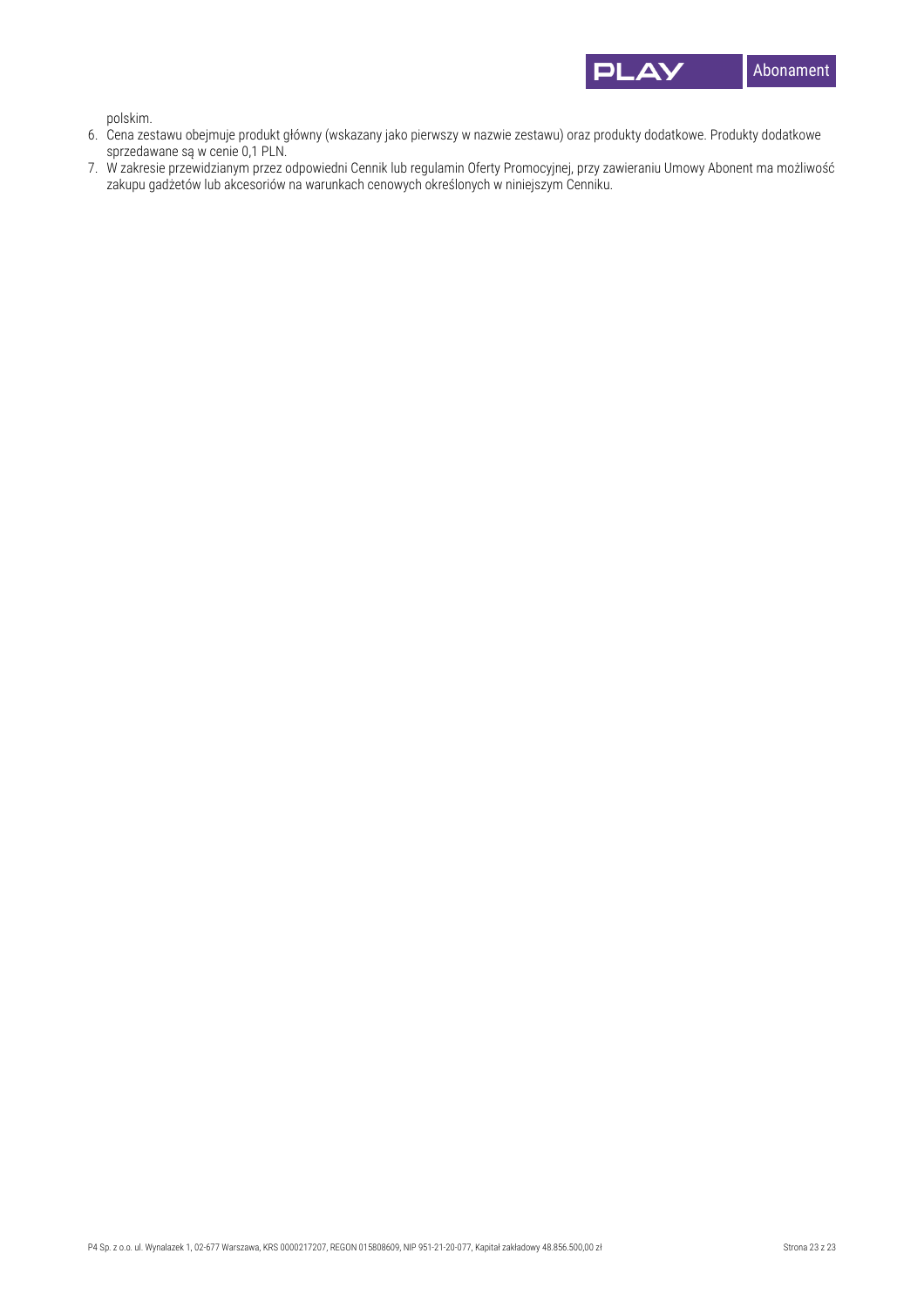polskim.

6. Cena zestawu obejmuje produkt główny (wskazany jako pierwszy w nazwie zestawu) oraz produkty dodatkowe. Produkty dodatkowe sprzedawane są w cenie 0,1 PLN.
7. W zakresie przewidzianym przez odpowiedni Cennik lub regulamin Oferty Promocyjnej, przy zawieraniu Umowy Abonent ma możliwość zakupu gadżetów lub akcesoriów na warunkach cenowych określonych w niniejszym Cenniku.